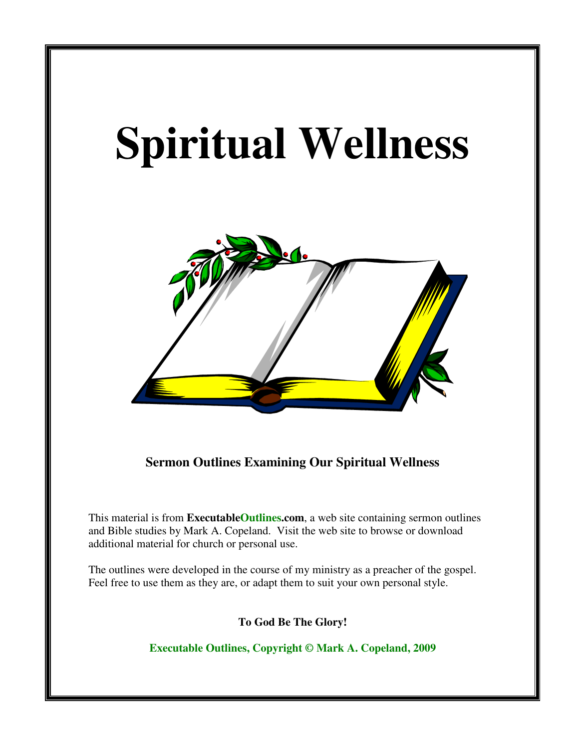# Spiritual Wellness

**Sermon Outlines Examining Our Spiritual Wellness**

This material is from **ExecutableOutlines.com**, a web site containing sermon outlines and Bible studies by Mark A. Copeland. Visit the web site to browse or download additional material for church or personal use.

The outlines were developed in the course of my ministry as a preacher of the gospel. Feel free to use them as they are, or adapt them to suit your own personal style.

**To God Be The Glory!**

**Executable Outlines, Copyright © Mark A. Copeland, 2009**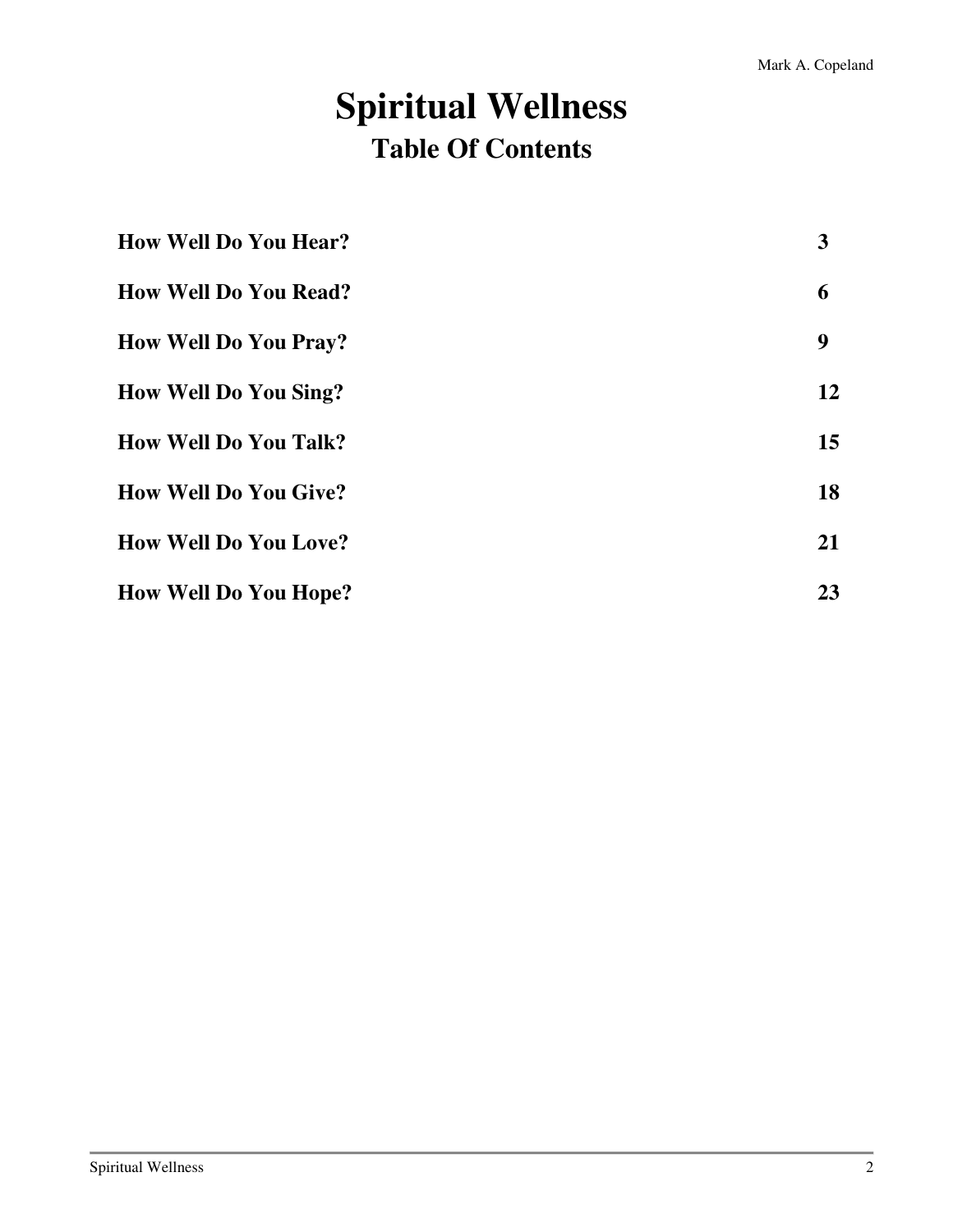# Spiritual Wellness

## Table Of Contents

| | |
|---|---|
| **How Well Do You Hear?** | **3** |
| **How Well Do You Read?** | **6** |
| **How Well Do You Pray?** | **9** |
| **How Well Do You Sing?** | **12** |
| **How Well Do You Talk?** | **15** |
| **How Well Do You Give?** | **18** |
| **How Well Do You Love?** | **21** |
| **How Well Do You Hope?** | **23** |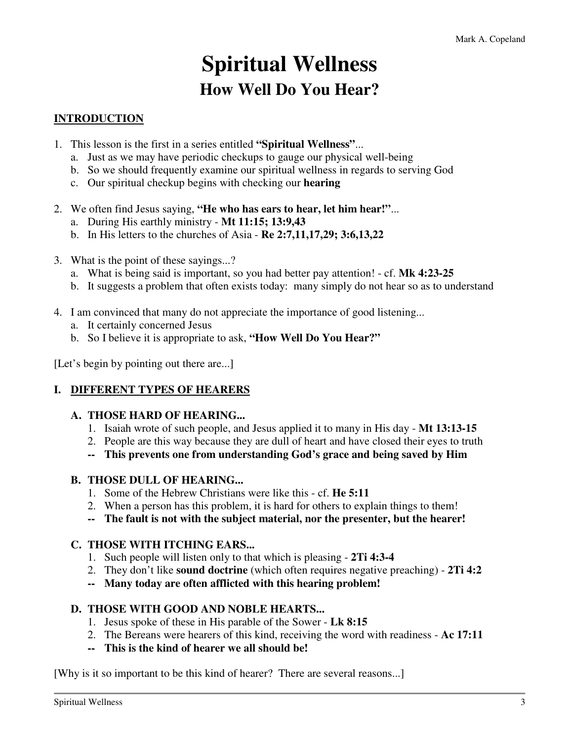# Spiritual Wellness

## How Well Do You Hear?

### INTRODUCTION

1. This lesson is the first in a series entitled **"Spiritual Wellness"**...
   a. Just as we may have periodic checkups to gauge our physical well-being
   b. So we should frequently examine our spiritual wellness in regards to serving God
   c. Our spiritual checkup begins with checking our **hearing**

2. We often find Jesus saying, **"He who has ears to hear, let him hear!"**...
   a. During His earthly ministry - **Mt 11:15; 13:9,43**
   b. In His letters to the churches of Asia - **Re 2:7,11,17,29; 3:6,13,22**

3. What is the point of these sayings...?
   a. What is being said is important, so you had better pay attention! - cf. **Mk 4:23-25**
   b. It suggests a problem that often exists today: many simply do not hear so as to understand

4. I am convinced that many do not appreciate the importance of good listening...
   a. It certainly concerned Jesus
   b. So I believe it is appropriate to ask, **"How Well Do You Hear?"**

[Let's begin by pointing out there are...]

### I. DIFFERENT TYPES OF HEARERS

#### A. THOSE HARD OF HEARING...

1. Isaiah wrote of such people, and Jesus applied it to many in His day - **Mt 13:13-15**
2. People are this way because they are dull of heart and have closed their eyes to truth

**-- This prevents one from understanding God's grace and being saved by Him**

#### B. THOSE DULL OF HEARING...

1. Some of the Hebrew Christians were like this - cf. **He 5:11**
2. When a person has this problem, it is hard for others to explain things to them!

**-- The fault is not with the subject material, nor the presenter, but the hearer!**

#### C. THOSE WITH ITCHING EARS...

1. Such people will listen only to that which is pleasing - **2Ti 4:3-4**
2. They don't like **sound doctrine** (which often requires negative preaching) - **2Ti 4:2**

**-- Many today are often afflicted with this hearing problem!**

#### D. THOSE WITH GOOD AND NOBLE HEARTS...

1. Jesus spoke of these in His parable of the Sower - **Lk 8:15**
2. The Bereans were hearers of this kind, receiving the word with readiness - **Ac 17:11**

**-- This is the kind of hearer we all should be!**

[Why is it so important to be this kind of hearer? There are several reasons...]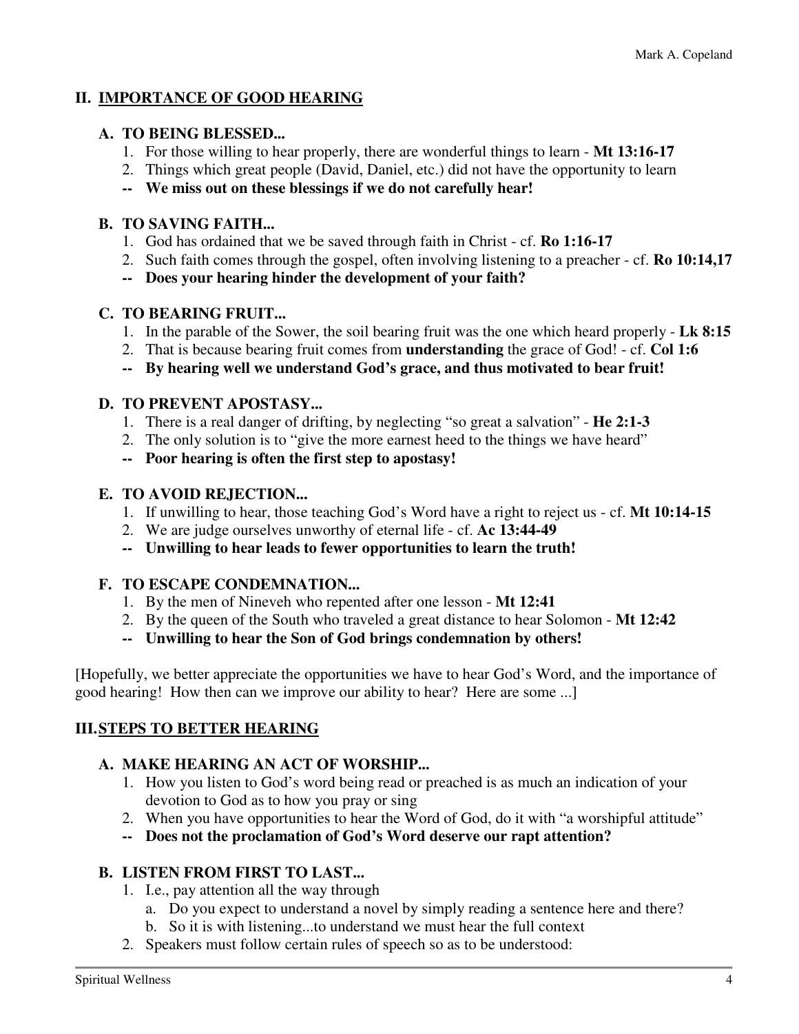## II. IMPORTANCE OF GOOD HEARING

### A. TO BEING BLESSED...

1. For those willing to hear properly, there are wonderful things to learn - **Mt 13:16-17**
2. Things which great people (David, Daniel, etc.) did not have the opportunity to learn

**-- We miss out on these blessings if we do not carefully hear!**

### B. TO SAVING FAITH...

1. God has ordained that we be saved through faith in Christ - cf. **Ro 1:16-17**
2. Such faith comes through the gospel, often involving listening to a preacher - cf. **Ro 10:14,17**

**-- Does your hearing hinder the development of your faith?**

### C. TO BEARING FRUIT...

1. In the parable of the Sower, the soil bearing fruit was the one which heard properly - **Lk 8:15**
2. That is because bearing fruit comes from **understanding** the grace of God! - cf. **Col 1:6**

**-- By hearing well we understand God's grace, and thus motivated to bear fruit!**

### D. TO PREVENT APOSTASY...

1. There is a real danger of drifting, by neglecting "so great a salvation" - **He 2:1-3**
2. The only solution is to "give the more earnest heed to the things we have heard"

**-- Poor hearing is often the first step to apostasy!**

### E. TO AVOID REJECTION...

1. If unwilling to hear, those teaching God's Word have a right to reject us - cf. **Mt 10:14-15**
2. We are judge ourselves unworthy of eternal life - cf. **Ac 13:44-49**

**-- Unwilling to hear leads to fewer opportunities to learn the truth!**

### F. TO ESCAPE CONDEMNATION...

1. By the men of Nineveh who repented after one lesson - **Mt 12:41**
2. By the queen of the South who traveled a great distance to hear Solomon - **Mt 12:42**

**-- Unwilling to hear the Son of God brings condemnation by others!**

[Hopefully, we better appreciate the opportunities we have to hear God's Word, and the importance of good hearing! How then can we improve our ability to hear? Here are some ...]

## III. STEPS TO BETTER HEARING

### A. MAKE HEARING AN ACT OF WORSHIP...

1. How you listen to God's word being read or preached is as much an indication of your devotion to God as to how you pray or sing
2. When you have opportunities to hear the Word of God, do it with "a worshipful attitude"

**-- Does not the proclamation of God's Word deserve our rapt attention?**

### B. LISTEN FROM FIRST TO LAST...

1. I.e., pay attention all the way through
   a. Do you expect to understand a novel by simply reading a sentence here and there?
   b. So it is with listening...to understand we must hear the full context
2. Speakers must follow certain rules of speech so as to be understood: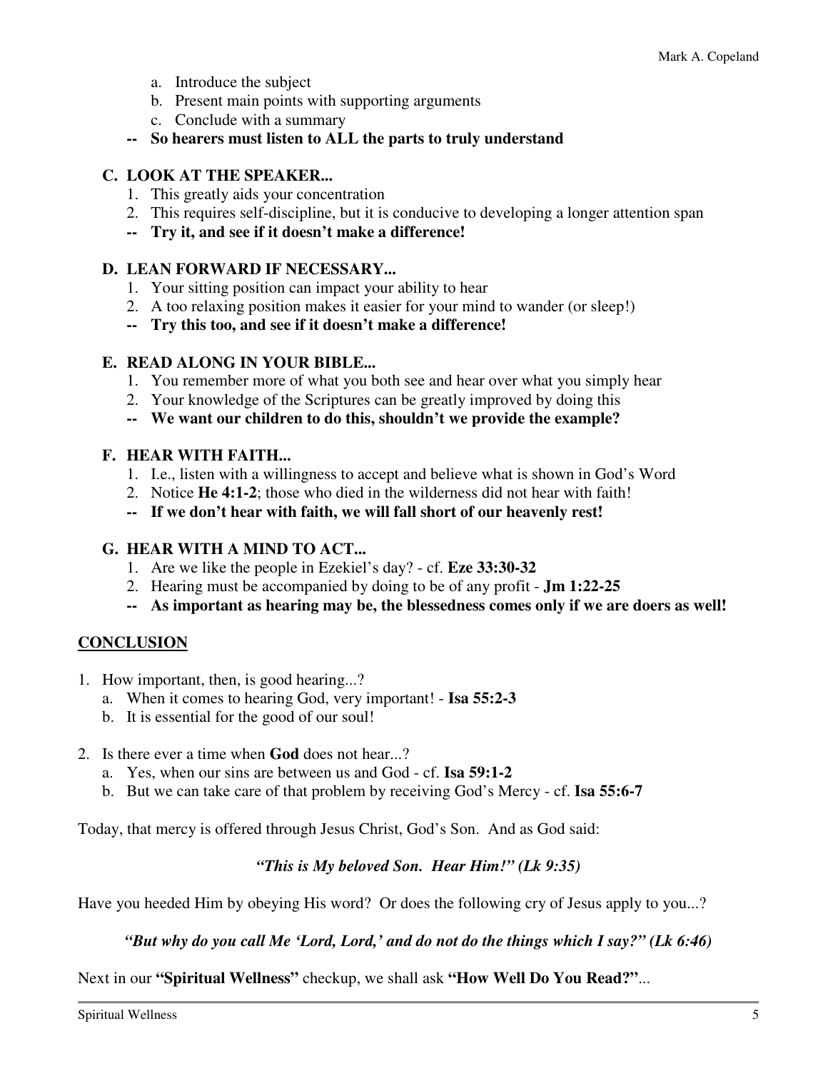a. Introduce the subject
   b. Present main points with supporting arguments
   c. Conclude with a summary

   **-- So hearers must listen to ALL the parts to truly understand**

### C. LOOK AT THE SPEAKER...

1. This greatly aids your concentration
2. This requires self-discipline, but it is conducive to developing a longer attention span

**-- Try it, and see if it doesn't make a difference!**

### D. LEAN FORWARD IF NECESSARY...

1. Your sitting position can impact your ability to hear
2. A too relaxing position makes it easier for your mind to wander (or sleep!)

**-- Try this too, and see if it doesn't make a difference!**

### E. READ ALONG IN YOUR BIBLE...

1. You remember more of what you both see and hear over what you simply hear
2. Your knowledge of the Scriptures can be greatly improved by doing this

**-- We want our children to do this, shouldn't we provide the example?**

### F. HEAR WITH FAITH...

1. I.e., listen with a willingness to accept and believe what is shown in God's Word
2. Notice **He 4:1-2**; those who died in the wilderness did not hear with faith!

**-- If we don't hear with faith, we will fall short of our heavenly rest!**

### G. HEAR WITH A MIND TO ACT...

1. Are we like the people in Ezekiel's day? - cf. **Eze 33:30-32**
2. Hearing must be accompanied by doing to be of any profit - **Jm 1:22-25**

**-- As important as hearing may be, the blessedness comes only if we are doers as well!**

## CONCLUSION

1. How important, then, is good hearing...?
   a. When it comes to hearing God, very important! - **Isa 55:2-3**
   b. It is essential for the good of our soul!

2. Is there ever a time when **God** does not hear...?
   a. Yes, when our sins are between us and God - cf. **Isa 59:1-2**
   b. But we can take care of that problem by receiving God's Mercy - cf. **Isa 55:6-7**

Today, that mercy is offered through Jesus Christ, God's Son. And as God said:

***"This is My beloved Son. Hear Him!" (Lk 9:35)***

Have you heeded Him by obeying His word? Or does the following cry of Jesus apply to you...?

***"But why do you call Me 'Lord, Lord,' and do not do the things which I say?" (Lk 6:46)***

Next in our **"Spiritual Wellness"** checkup, we shall ask **"How Well Do You Read?"**...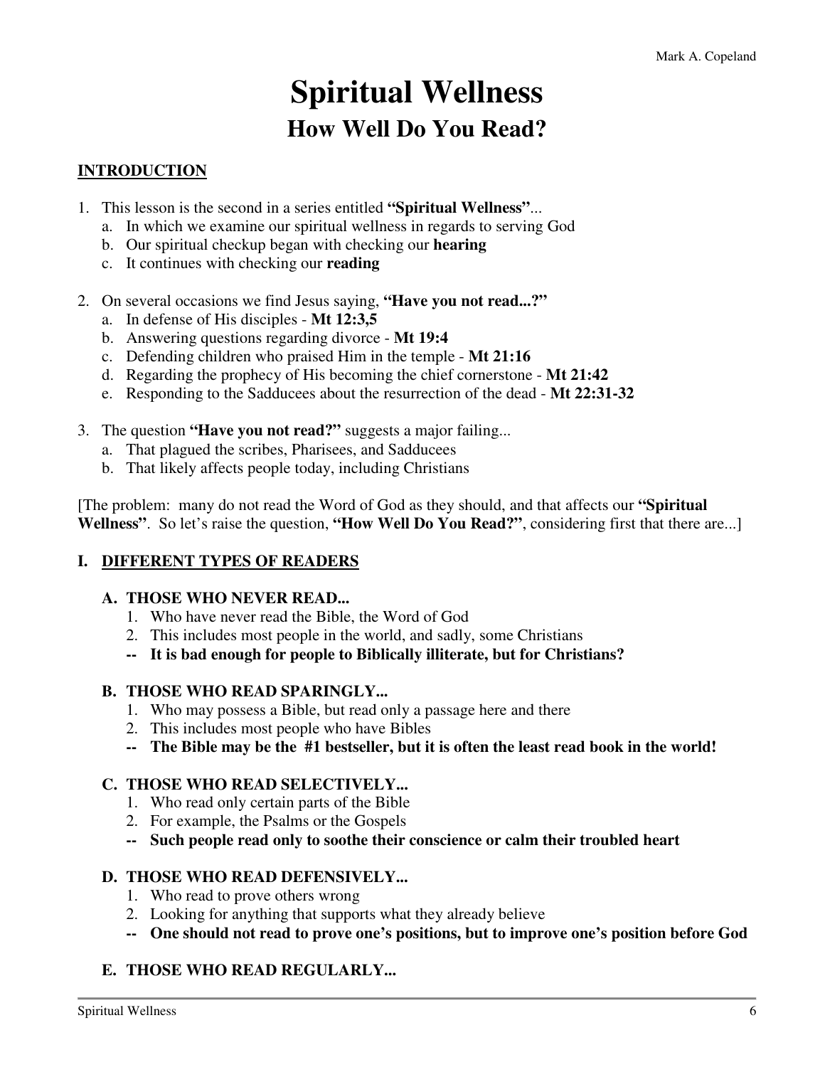# Spiritual Wellness

## How Well Do You Read?

**INTRODUCTION**

1. This lesson is the second in a series entitled **"Spiritual Wellness"**...
   a. In which we examine our spiritual wellness in regards to serving God
   b. Our spiritual checkup began with checking our **hearing**
   c. It continues with checking our **reading**

2. On several occasions we find Jesus saying, **"Have you not read...?"**
   a. In defense of His disciples - **Mt 12:3,5**
   b. Answering questions regarding divorce - **Mt 19:4**
   c. Defending children who praised Him in the temple - **Mt 21:16**
   d. Regarding the prophecy of His becoming the chief cornerstone - **Mt 21:42**
   e. Responding to the Sadducees about the resurrection of the dead - **Mt 22:31-32**

3. The question **"Have you not read?"** suggests a major failing...
   a. That plagued the scribes, Pharisees, and Sadducees
   b. That likely affects people today, including Christians

[The problem: many do not read the Word of God as they should, and that affects our **"Spiritual Wellness"**. So let's raise the question, **"How Well Do You Read?"**, considering first that there are...]

**I. DIFFERENT TYPES OF READERS**

**A. THOSE WHO NEVER READ...**
1. Who have never read the Bible, the Word of God
2. This includes most people in the world, and sadly, some Christians

**-- It is bad enough for people to Biblically illiterate, but for Christians?**

**B. THOSE WHO READ SPARINGLY...**
1. Who may possess a Bible, but read only a passage here and there
2. This includes most people who have Bibles

**-- The Bible may be the #1 bestseller, but it is often the least read book in the world!**

**C. THOSE WHO READ SELECTIVELY...**
1. Who read only certain parts of the Bible
2. For example, the Psalms or the Gospels

**-- Such people read only to soothe their conscience or calm their troubled heart**

**D. THOSE WHO READ DEFENSIVELY...**
1. Who read to prove others wrong
2. Looking for anything that supports what they already believe

**-- One should not read to prove one's positions, but to improve one's position before God**

**E. THOSE WHO READ REGULARLY...**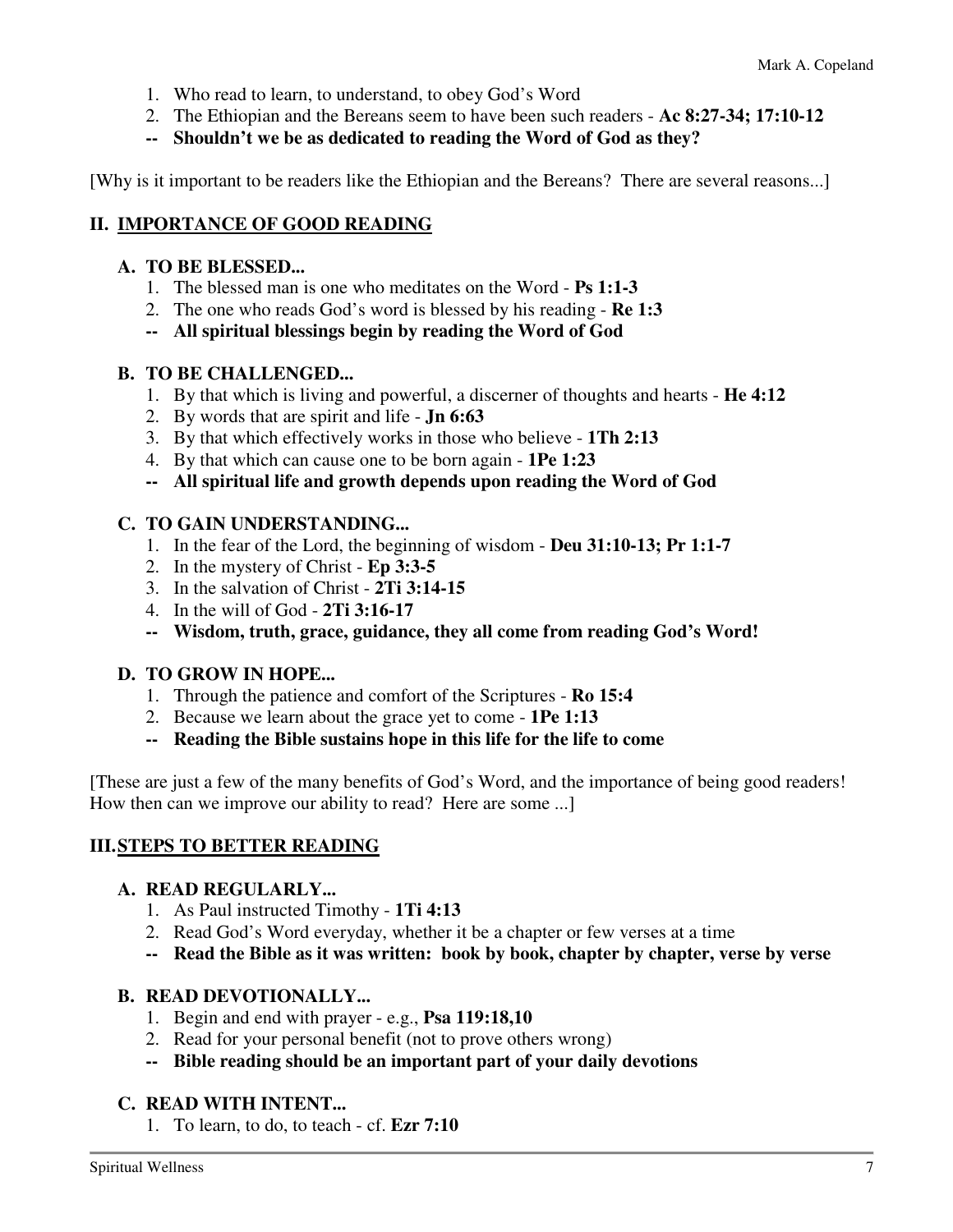1. Who read to learn, to understand, to obey God's Word
2. The Ethiopian and the Bereans seem to have been such readers - **Ac 8:27-34; 17:10-12**

**-- Shouldn't we be as dedicated to reading the Word of God as they?**

[Why is it important to be readers like the Ethiopian and the Bereans? There are several reasons...]

## II. IMPORTANCE OF GOOD READING

### A. TO BE BLESSED...

1. The blessed man is one who meditates on the Word - **Ps 1:1-3**
2. The one who reads God's word is blessed by his reading - **Re 1:3**

**-- All spiritual blessings begin by reading the Word of God**

### B. TO BE CHALLENGED...

1. By that which is living and powerful, a discerner of thoughts and hearts - **He 4:12**
2. By words that are spirit and life - **Jn 6:63**
3. By that which effectively works in those who believe - **1Th 2:13**
4. By that which can cause one to be born again - **1Pe 1:23**

**-- All spiritual life and growth depends upon reading the Word of God**

### C. TO GAIN UNDERSTANDING...

1. In the fear of the Lord, the beginning of wisdom - **Deu 31:10-13; Pr 1:1-7**
2. In the mystery of Christ - **Ep 3:3-5**
3. In the salvation of Christ - **2Ti 3:14-15**
4. In the will of God - **2Ti 3:16-17**

**-- Wisdom, truth, grace, guidance, they all come from reading God's Word!**

### D. TO GROW IN HOPE...

1. Through the patience and comfort of the Scriptures - **Ro 15:4**
2. Because we learn about the grace yet to come - **1Pe 1:13**

**-- Reading the Bible sustains hope in this life for the life to come**

[These are just a few of the many benefits of God's Word, and the importance of being good readers! How then can we improve our ability to read? Here are some ...]

## III. STEPS TO BETTER READING

### A. READ REGULARLY...

1. As Paul instructed Timothy - **1Ti 4:13**
2. Read God's Word everyday, whether it be a chapter or few verses at a time

**-- Read the Bible as it was written: book by book, chapter by chapter, verse by verse**

### B. READ DEVOTIONALLY...

1. Begin and end with prayer - e.g., **Psa 119:18,10**
2. Read for your personal benefit (not to prove others wrong)

**-- Bible reading should be an important part of your daily devotions**

### C. READ WITH INTENT...

1. To learn, to do, to teach - cf. **Ezr 7:10**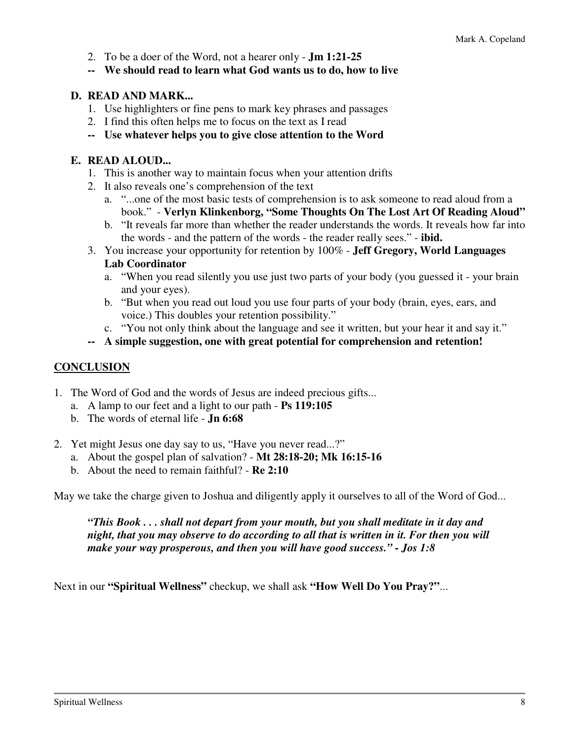2. To be a doer of the Word, not a hearer only - **Jm 1:21-25**

**-- We should read to learn what God wants us to do, how to live**

### D. READ AND MARK...

1. Use highlighters or fine pens to mark key phrases and passages
2. I find this often helps me to focus on the text as I read

**-- Use whatever helps you to give close attention to the Word**

### E. READ ALOUD...

1. This is another way to maintain focus when your attention drifts
2. It also reveals one's comprehension of the text
   a. "...one of the most basic tests of comprehension is to ask someone to read aloud from a book." - **Verlyn Klinkenborg, "Some Thoughts On The Lost Art Of Reading Aloud"**
   b. "It reveals far more than whether the reader understands the words. It reveals how far into the words - and the pattern of the words - the reader really sees." - **ibid.**
3. You increase your opportunity for retention by 100% - **Jeff Gregory, World Languages Lab Coordinator**
   a. "When you read silently you use just two parts of your body (you guessed it - your brain and your eyes).
   b. "But when you read out loud you use four parts of your body (brain, eyes, ears, and voice.) This doubles your retention possibility."
   c. "You not only think about the language and see it written, but your hear it and say it."

**-- A simple suggestion, one with great potential for comprehension and retention!**

## CONCLUSION

1. The Word of God and the words of Jesus are indeed precious gifts...
   a. A lamp to our feet and a light to our path - **Ps 119:105**
   b. The words of eternal life - **Jn 6:68**

2. Yet might Jesus one day say to us, "Have you never read...?"
   a. About the gospel plan of salvation? - **Mt 28:18-20; Mk 16:15-16**
   b. About the need to remain faithful? - **Re 2:10**

May we take the charge given to Joshua and diligently apply it ourselves to all of the Word of God...

> ***"This Book . . . shall not depart from your mouth, but you shall meditate in it day and night, that you may observe to do according to all that is written in it. For then you will make your way prosperous, and then you will have good success." - Jos 1:8***

Next in our **"Spiritual Wellness"** checkup, we shall ask **"How Well Do You Pray?"**...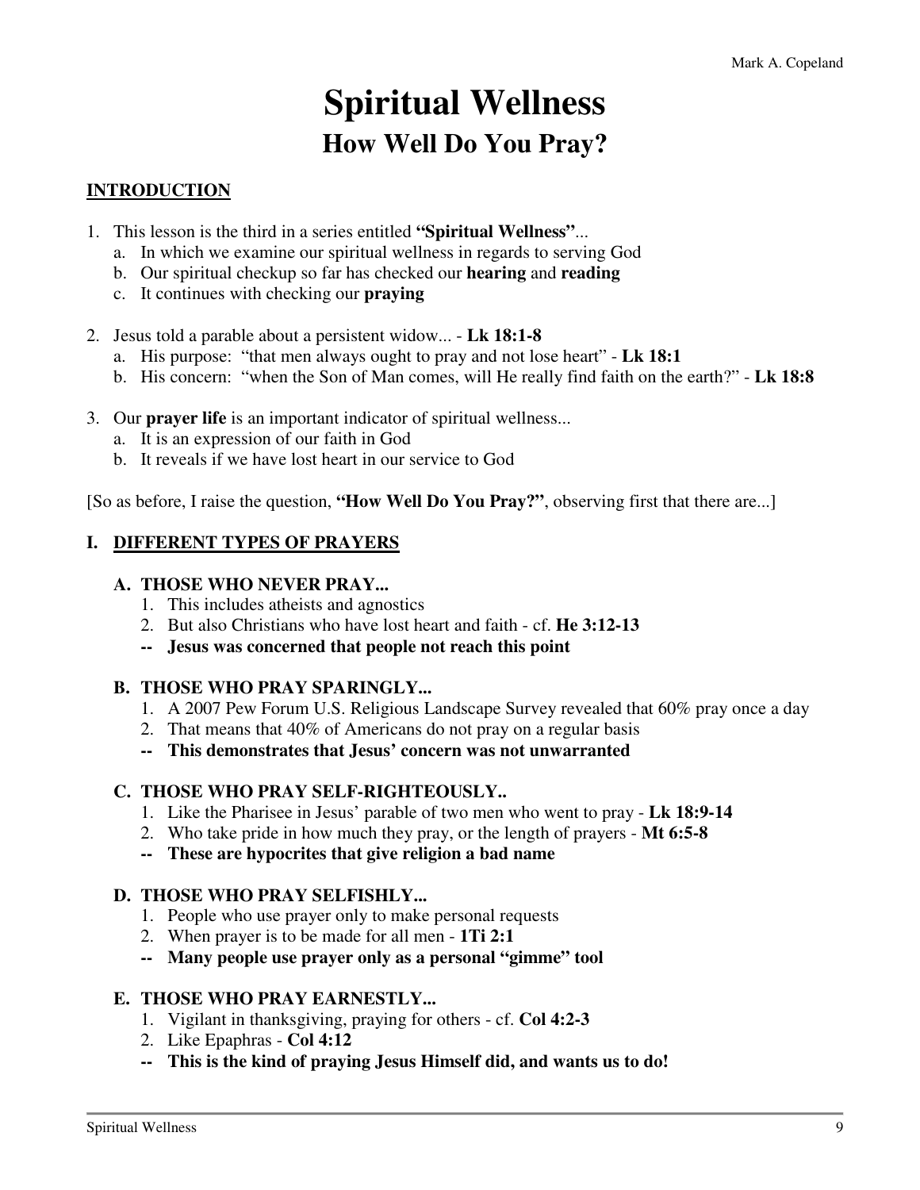# Spiritual Wellness

## How Well Do You Pray?

### INTRODUCTION

1. This lesson is the third in a series entitled **"Spiritual Wellness"**...
   a. In which we examine our spiritual wellness in regards to serving God
   b. Our spiritual checkup so far has checked our **hearing** and **reading**
   c. It continues with checking our **praying**

2. Jesus told a parable about a persistent widow... - **Lk 18:1-8**
   a. His purpose: "that men always ought to pray and not lose heart" - **Lk 18:1**
   b. His concern: "when the Son of Man comes, will He really find faith on the earth?" - **Lk 18:8**

3. Our **prayer life** is an important indicator of spiritual wellness...
   a. It is an expression of our faith in God
   b. It reveals if we have lost heart in our service to God

[So as before, I raise the question, **"How Well Do You Pray?"**, observing first that there are...]

### I. DIFFERENT TYPES OF PRAYERS

**A. THOSE WHO NEVER PRAY...**
1. This includes atheists and agnostics
2. But also Christians who have lost heart and faith - cf. **He 3:12-13**

**-- Jesus was concerned that people not reach this point**

**B. THOSE WHO PRAY SPARINGLY...**
1. A 2007 Pew Forum U.S. Religious Landscape Survey revealed that 60% pray once a day
2. That means that 40% of Americans do not pray on a regular basis

**-- This demonstrates that Jesus' concern was not unwarranted**

**C. THOSE WHO PRAY SELF-RIGHTEOUSLY..**
1. Like the Pharisee in Jesus' parable of two men who went to pray - **Lk 18:9-14**
2. Who take pride in how much they pray, or the length of prayers - **Mt 6:5-8**

**-- These are hypocrites that give religion a bad name**

**D. THOSE WHO PRAY SELFISHLY...**
1. People who use prayer only to make personal requests
2. When prayer is to be made for all men - **1Ti 2:1**

**-- Many people use prayer only as a personal "gimme" tool**

**E. THOSE WHO PRAY EARNESTLY...**
1. Vigilant in thanksgiving, praying for others - cf. **Col 4:2-3**
2. Like Epaphras - **Col 4:12**

**-- This is the kind of praying Jesus Himself did, and wants us to do!**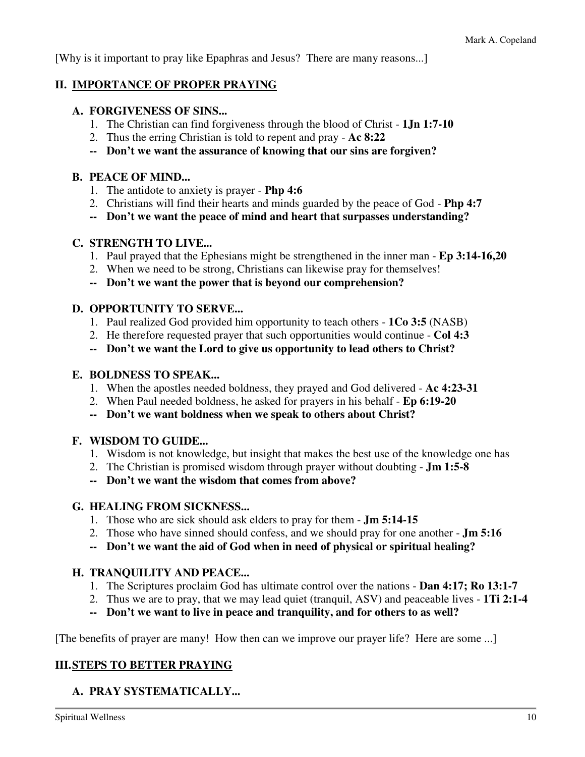[Why is it important to pray like Epaphras and Jesus? There are many reasons...]

## II. IMPORTANCE OF PROPER PRAYING

### A. FORGIVENESS OF SINS...

1. The Christian can find forgiveness through the blood of Christ - **1Jn 1:7-10**
2. Thus the erring Christian is told to repent and pray - **Ac 8:22**

**-- Don't we want the assurance of knowing that our sins are forgiven?**

### B. PEACE OF MIND...

1. The antidote to anxiety is prayer - **Php 4:6**
2. Christians will find their hearts and minds guarded by the peace of God - **Php 4:7**

**-- Don't we want the peace of mind and heart that surpasses understanding?**

### C. STRENGTH TO LIVE...

1. Paul prayed that the Ephesians might be strengthened in the inner man - **Ep 3:14-16,20**
2. When we need to be strong, Christians can likewise pray for themselves!

**-- Don't we want the power that is beyond our comprehension?**

### D. OPPORTUNITY TO SERVE...

1. Paul realized God provided him opportunity to teach others - **1Co 3:5** (NASB)
2. He therefore requested prayer that such opportunities would continue - **Col 4:3**

**-- Don't we want the Lord to give us opportunity to lead others to Christ?**

### E. BOLDNESS TO SPEAK...

1. When the apostles needed boldness, they prayed and God delivered - **Ac 4:23-31**
2. When Paul needed boldness, he asked for prayers in his behalf - **Ep 6:19-20**

**-- Don't we want boldness when we speak to others about Christ?**

### F. WISDOM TO GUIDE...

1. Wisdom is not knowledge, but insight that makes the best use of the knowledge one has
2. The Christian is promised wisdom through prayer without doubting - **Jm 1:5-8**

**-- Don't we want the wisdom that comes from above?**

### G. HEALING FROM SICKNESS...

1. Those who are sick should ask elders to pray for them - **Jm 5:14-15**
2. Those who have sinned should confess, and we should pray for one another - **Jm 5:16**

**-- Don't we want the aid of God when in need of physical or spiritual healing?**

### H. TRANQUILITY AND PEACE...

1. The Scriptures proclaim God has ultimate control over the nations - **Dan 4:17; Ro 13:1-7**
2. Thus we are to pray, that we may lead quiet (tranquil, ASV) and peaceable lives - **1Ti 2:1-4**

**-- Don't we want to live in peace and tranquility, and for others to as well?**

[The benefits of prayer are many! How then can we improve our prayer life? Here are some ...]

## III. STEPS TO BETTER PRAYING

### A. PRAY SYSTEMATICALLY...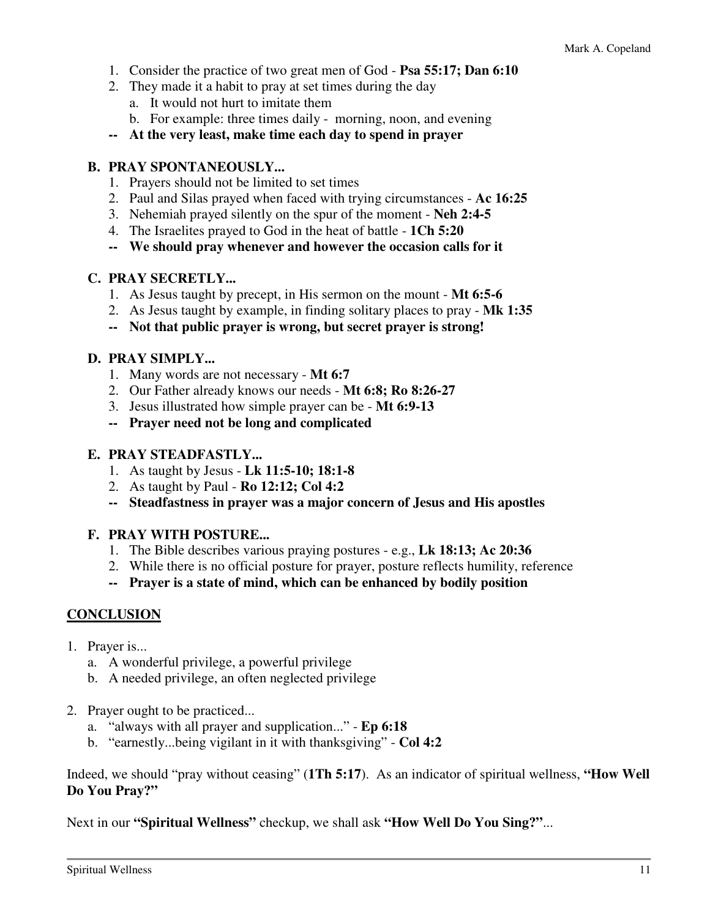1. Consider the practice of two great men of God - **Psa 55:17; Dan 6:10**
2. They made it a habit to pray at set times during the day
   a. It would not hurt to imitate them
   b. For example: three times daily - morning, noon, and evening

**-- At the very least, make time each day to spend in prayer**

### B. PRAY SPONTANEOUSLY...

1. Prayers should not be limited to set times
2. Paul and Silas prayed when faced with trying circumstances - **Ac 16:25**
3. Nehemiah prayed silently on the spur of the moment - **Neh 2:4-5**
4. The Israelites prayed to God in the heat of battle - **1Ch 5:20**

**-- We should pray whenever and however the occasion calls for it**

### C. PRAY SECRETLY...

1. As Jesus taught by precept, in His sermon on the mount - **Mt 6:5-6**
2. As Jesus taught by example, in finding solitary places to pray - **Mk 1:35**

**-- Not that public prayer is wrong, but secret prayer is strong!**

### D. PRAY SIMPLY...

1. Many words are not necessary - **Mt 6:7**
2. Our Father already knows our needs - **Mt 6:8; Ro 8:26-27**
3. Jesus illustrated how simple prayer can be - **Mt 6:9-13**

**-- Prayer need not be long and complicated**

### E. PRAY STEADFASTLY...

1. As taught by Jesus - **Lk 11:5-10; 18:1-8**
2. As taught by Paul - **Ro 12:12; Col 4:2**

**-- Steadfastness in prayer was a major concern of Jesus and His apostles**

### F. PRAY WITH POSTURE...

1. The Bible describes various praying postures - e.g., **Lk 18:13; Ac 20:36**
2. While there is no official posture for prayer, posture reflects humility, reference

**-- Prayer is a state of mind, which can be enhanced by bodily position**

## CONCLUSION

1. Prayer is...
   a. A wonderful privilege, a powerful privilege
   b. A needed privilege, an often neglected privilege

2. Prayer ought to be practiced...
   a. "always with all prayer and supplication..." - **Ep 6:18**
   b. "earnestly...being vigilant in it with thanksgiving" - **Col 4:2**

Indeed, we should "pray without ceasing" (**1Th 5:17**). As an indicator of spiritual wellness, **"How Well Do You Pray?"**

Next in our **"Spiritual Wellness"** checkup, we shall ask **"How Well Do You Sing?"**...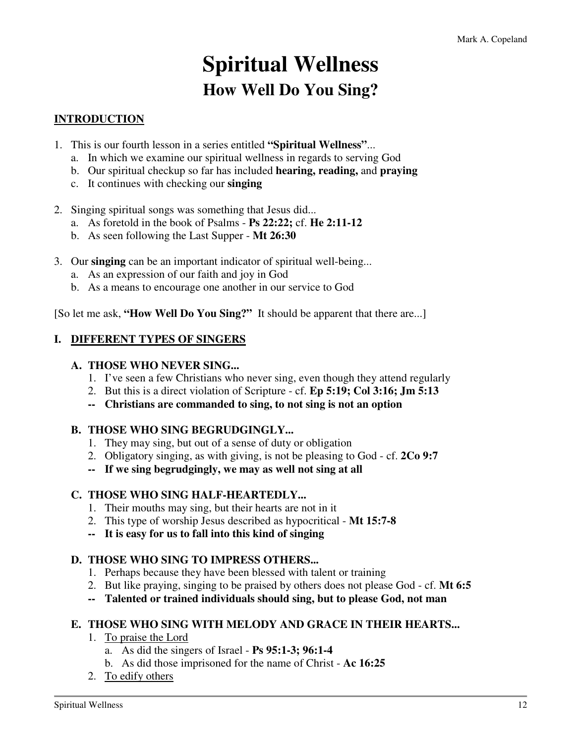# Spiritual Wellness

## How Well Do You Sing?

**INTRODUCTION**

1. This is our fourth lesson in a series entitled **"Spiritual Wellness"**...
   a. In which we examine our spiritual wellness in regards to serving God
   b. Our spiritual checkup so far has included **hearing, reading,** and **praying**
   c. It continues with checking our **singing**

2. Singing spiritual songs was something that Jesus did...
   a. As foretold in the book of Psalms - **Ps 22:22;** cf. **He 2:11-12**
   b. As seen following the Last Supper - **Mt 26:30**

3. Our **singing** can be an important indicator of spiritual well-being...
   a. As an expression of our faith and joy in God
   b. As a means to encourage one another in our service to God

[So let me ask, **"How Well Do You Sing?"** It should be apparent that there are...]

### I. DIFFERENT TYPES OF SINGERS

#### A. THOSE WHO NEVER SING...

1. I've seen a few Christians who never sing, even though they attend regularly
2. But this is a direct violation of Scripture - cf. **Ep 5:19; Col 3:16; Jm 5:13**

**-- Christians are commanded to sing, to not sing is not an option**

#### B. THOSE WHO SING BEGRUDGINGLY...

1. They may sing, but out of a sense of duty or obligation
2. Obligatory singing, as with giving, is not be pleasing to God - cf. **2Co 9:7**

**-- If we sing begrudgingly, we may as well not sing at all**

#### C. THOSE WHO SING HALF-HEARTEDLY...

1. Their mouths may sing, but their hearts are not in it
2. This type of worship Jesus described as hypocritical - **Mt 15:7-8**

**-- It is easy for us to fall into this kind of singing**

#### D. THOSE WHO SING TO IMPRESS OTHERS...

1. Perhaps because they have been blessed with talent or training
2. But like praying, singing to be praised by others does not please God - cf. **Mt 6:5**

**-- Talented or trained individuals should sing, but to please God, not man**

#### E. THOSE WHO SING WITH MELODY AND GRACE IN THEIR HEARTS...

1. <u>To praise the Lord</u>
   a. As did the singers of Israel - **Ps 95:1-3; 96:1-4**
   b. As did those imprisoned for the name of Christ - **Ac 16:25**
2. <u>To edify others</u>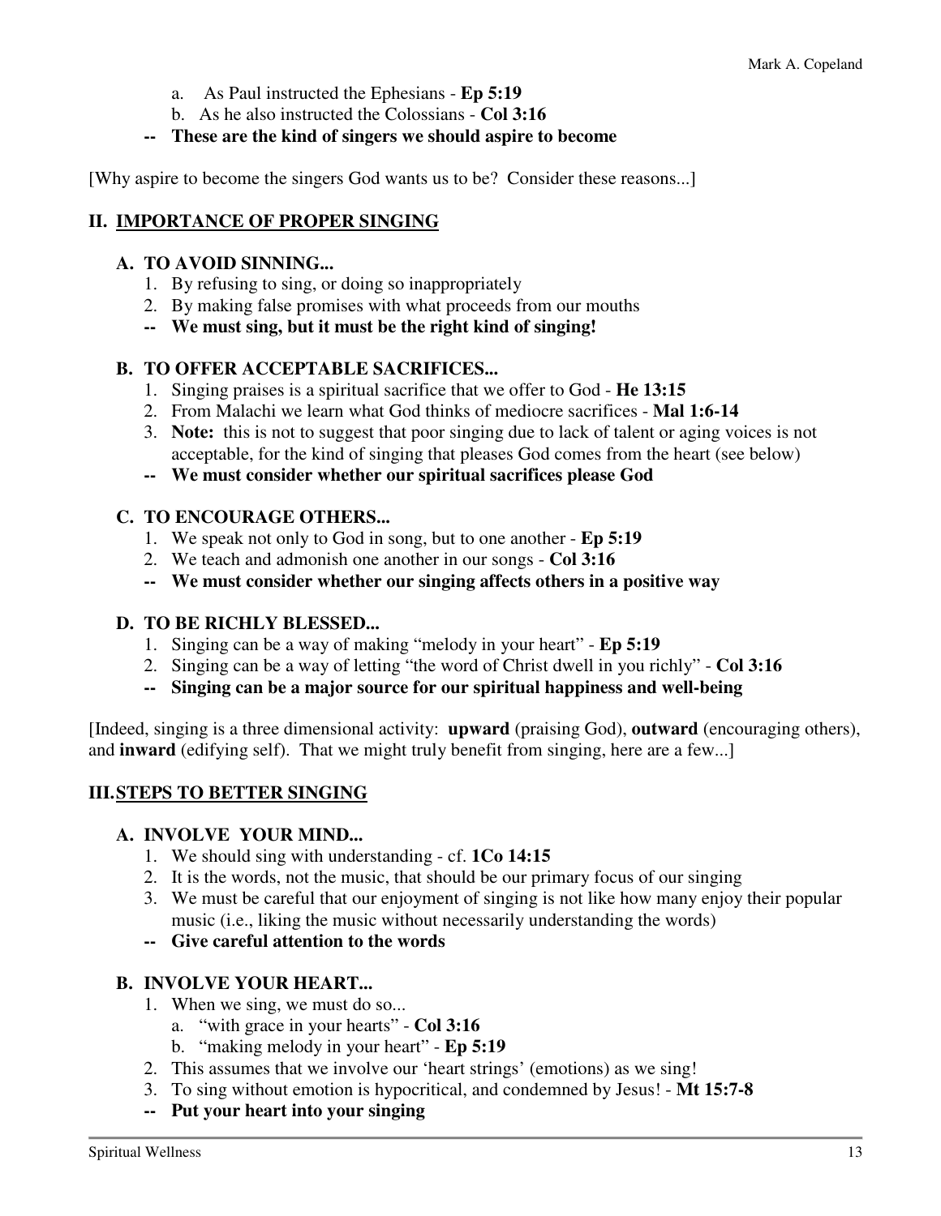a. As Paul instructed the Ephesians - **Ep 5:19**
   b. As he also instructed the Colossians - **Col 3:16**

   **-- These are the kind of singers we should aspire to become**

[Why aspire to become the singers God wants us to be? Consider these reasons...]

## II. IMPORTANCE OF PROPER SINGING

### A. TO AVOID SINNING...

1. By refusing to sing, or doing so inappropriately
2. By making false promises with what proceeds from our mouths

**-- We must sing, but it must be the right kind of singing!**

### B. TO OFFER ACCEPTABLE SACRIFICES...

1. Singing praises is a spiritual sacrifice that we offer to God - **He 13:15**
2. From Malachi we learn what God thinks of mediocre sacrifices - **Mal 1:6-14**
3. **Note:** this is not to suggest that poor singing due to lack of talent or aging voices is not acceptable, for the kind of singing that pleases God comes from the heart (see below)

**-- We must consider whether our spiritual sacrifices please God**

### C. TO ENCOURAGE OTHERS...

1. We speak not only to God in song, but to one another - **Ep 5:19**
2. We teach and admonish one another in our songs - **Col 3:16**

**-- We must consider whether our singing affects others in a positive way**

### D. TO BE RICHLY BLESSED...

1. Singing can be a way of making "melody in your heart" - **Ep 5:19**
2. Singing can be a way of letting "the word of Christ dwell in you richly" - **Col 3:16**

**-- Singing can be a major source for our spiritual happiness and well-being**

[Indeed, singing is a three dimensional activity: **upward** (praising God), **outward** (encouraging others), and **inward** (edifying self). That we might truly benefit from singing, here are a few...]

## III. STEPS TO BETTER SINGING

### A. INVOLVE YOUR MIND...

1. We should sing with understanding - cf. **1Co 14:15**
2. It is the words, not the music, that should be our primary focus of our singing
3. We must be careful that our enjoyment of singing is not like how many enjoy their popular music (i.e., liking the music without necessarily understanding the words)

**-- Give careful attention to the words**

### B. INVOLVE YOUR HEART...

1. When we sing, we must do so...
   a. "with grace in your hearts" - **Col 3:16**
   b. "making melody in your heart" - **Ep 5:19**
2. This assumes that we involve our 'heart strings' (emotions) as we sing!
3. To sing without emotion is hypocritical, and condemned by Jesus! - **Mt 15:7-8**

**-- Put your heart into your singing**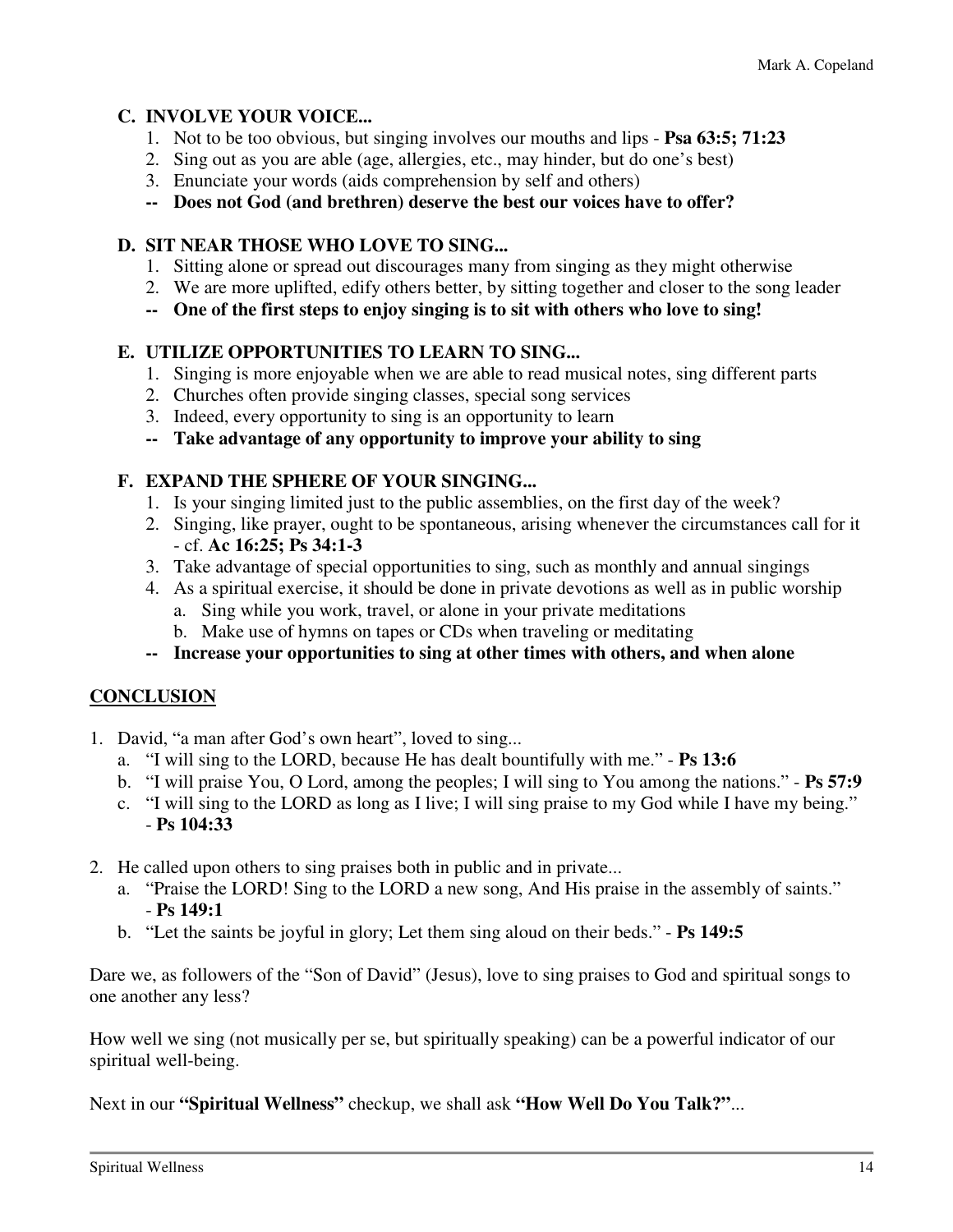### C. INVOLVE YOUR VOICE...

1. Not to be too obvious, but singing involves our mouths and lips - **Psa 63:5; 71:23**
2. Sing out as you are able (age, allergies, etc., may hinder, but do one's best)
3. Enunciate your words (aids comprehension by self and others)

**-- Does not God (and brethren) deserve the best our voices have to offer?**

### D. SIT NEAR THOSE WHO LOVE TO SING...

1. Sitting alone or spread out discourages many from singing as they might otherwise
2. We are more uplifted, edify others better, by sitting together and closer to the song leader

**-- One of the first steps to enjoy singing is to sit with others who love to sing!**

### E. UTILIZE OPPORTUNITIES TO LEARN TO SING...

1. Singing is more enjoyable when we are able to read musical notes, sing different parts
2. Churches often provide singing classes, special song services
3. Indeed, every opportunity to sing is an opportunity to learn

**-- Take advantage of any opportunity to improve your ability to sing**

### F. EXPAND THE SPHERE OF YOUR SINGING...

1. Is your singing limited just to the public assemblies, on the first day of the week?
2. Singing, like prayer, ought to be spontaneous, arising whenever the circumstances call for it - cf. **Ac 16:25; Ps 34:1-3**
3. Take advantage of special opportunities to sing, such as monthly and annual singings
4. As a spiritual exercise, it should be done in private devotions as well as in public worship
   a. Sing while you work, travel, or alone in your private meditations
   b. Make use of hymns on tapes or CDs when traveling or meditating

**-- Increase your opportunities to sing at other times with others, and when alone**

## CONCLUSION

1. David, "a man after God's own heart", loved to sing...
   a. "I will sing to the LORD, because He has dealt bountifully with me." - **Ps 13:6**
   b. "I will praise You, O Lord, among the peoples; I will sing to You among the nations." - **Ps 57:9**
   c. "I will sing to the LORD as long as I live; I will sing praise to my God while I have my being." - **Ps 104:33**

2. He called upon others to sing praises both in public and in private...
   a. "Praise the LORD! Sing to the LORD a new song, And His praise in the assembly of saints." - **Ps 149:1**
   b. "Let the saints be joyful in glory; Let them sing aloud on their beds." - **Ps 149:5**

Dare we, as followers of the "Son of David" (Jesus), love to sing praises to God and spiritual songs to one another any less?

How well we sing (not musically per se, but spiritually speaking) can be a powerful indicator of our spiritual well-being.

Next in our **"Spiritual Wellness"** checkup, we shall ask **"How Well Do You Talk?"**...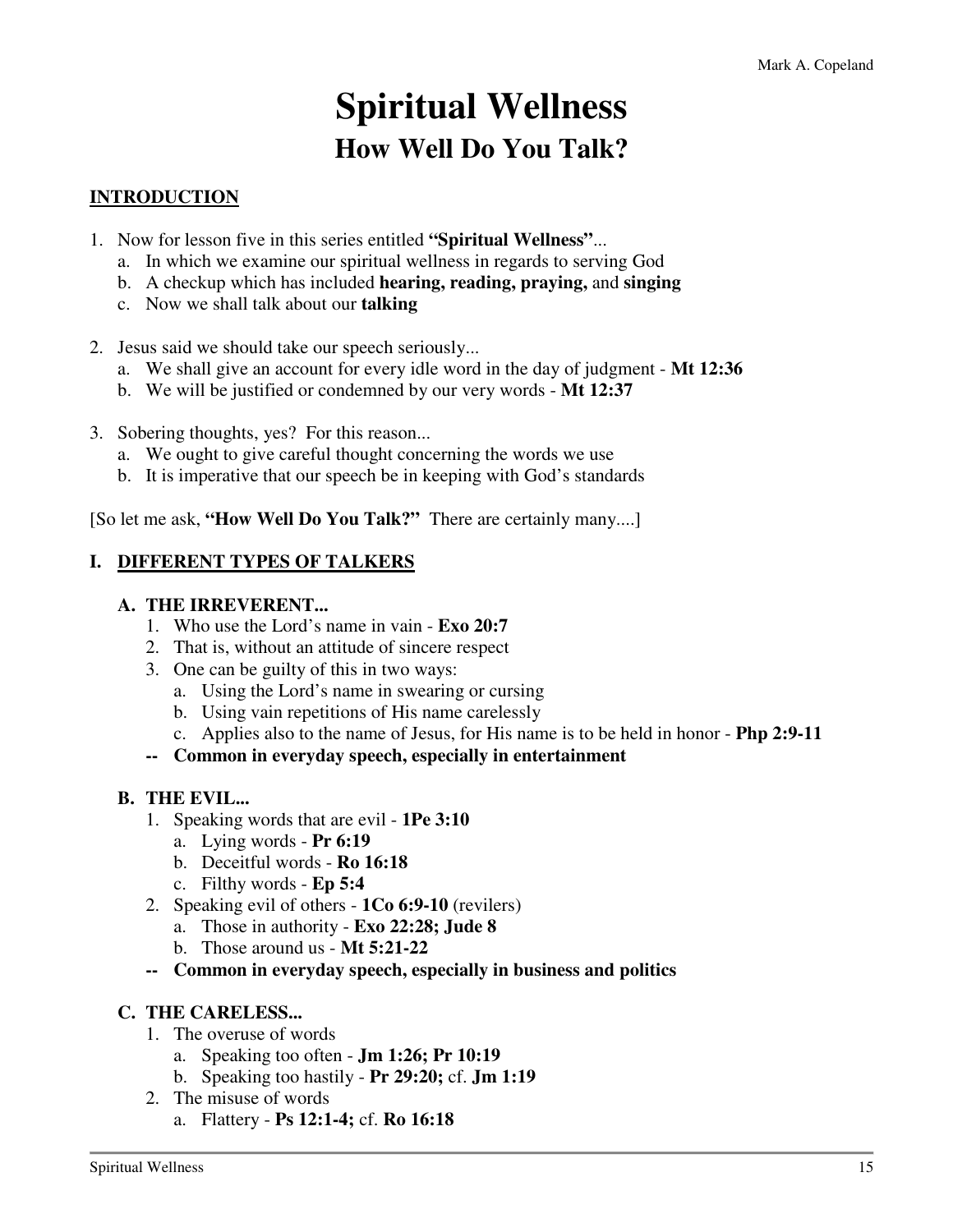# Spiritual Wellness

## How Well Do You Talk?

### INTRODUCTION

1. Now for lesson five in this series entitled **"Spiritual Wellness"**...
   a. In which we examine our spiritual wellness in regards to serving God
   b. A checkup which has included **hearing, reading, praying,** and **singing**
   c. Now we shall talk about our **talking**

2. Jesus said we should take our speech seriously...
   a. We shall give an account for every idle word in the day of judgment - **Mt 12:36**
   b. We will be justified or condemned by our very words - **Mt 12:37**

3. Sobering thoughts, yes? For this reason...
   a. We ought to give careful thought concerning the words we use
   b. It is imperative that our speech be in keeping with God's standards

[So let me ask, **"How Well Do You Talk?"** There are certainly many....]

### I. DIFFERENT TYPES OF TALKERS

**A. THE IRREVERENT...**

1. Who use the Lord's name in vain - **Exo 20:7**
2. That is, without an attitude of sincere respect
3. One can be guilty of this in two ways:
   a. Using the Lord's name in swearing or cursing
   b. Using vain repetitions of His name carelessly
   c. Applies also to the name of Jesus, for His name is to be held in honor - **Php 2:9-11**

**-- Common in everyday speech, especially in entertainment**

**B. THE EVIL...**

1. Speaking words that are evil - **1Pe 3:10**
   a. Lying words - **Pr 6:19**
   b. Deceitful words - **Ro 16:18**
   c. Filthy words - **Ep 5:4**
2. Speaking evil of others - **1Co 6:9-10** (revilers)
   a. Those in authority - **Exo 22:28; Jude 8**
   b. Those around us - **Mt 5:21-22**

**-- Common in everyday speech, especially in business and politics**

**C. THE CARELESS...**

1. The overuse of words
   a. Speaking too often - **Jm 1:26; Pr 10:19**
   b. Speaking too hastily - **Pr 29:20;** cf. **Jm 1:19**
2. The misuse of words
   a. Flattery - **Ps 12:1-4;** cf. **Ro 16:18**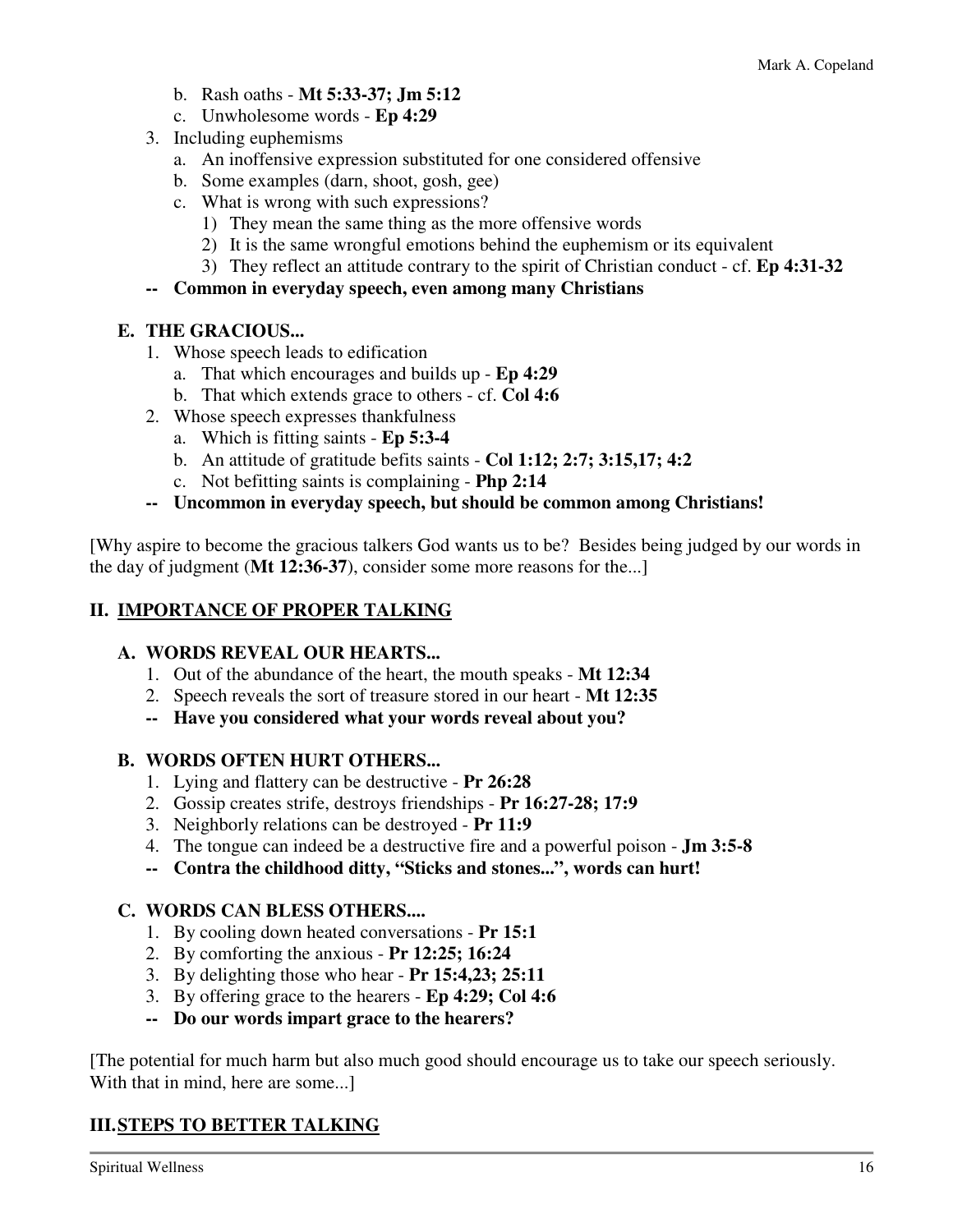b. Rash oaths - **Mt 5:33-37; Jm 5:12**
   c. Unwholesome words - **Ep 4:29**
3. Including euphemisms
   a. An inoffensive expression substituted for one considered offensive
   b. Some examples (darn, shoot, gosh, gee)
   c. What is wrong with such expressions?
      1) They mean the same thing as the more offensive words
      2) It is the same wrongful emotions behind the euphemism or its equivalent
      3) They reflect an attitude contrary to the spirit of Christian conduct - cf. **Ep 4:31-32**

**-- Common in everyday speech, even among many Christians**

### E. THE GRACIOUS...

1. Whose speech leads to edification
   a. That which encourages and builds up - **Ep 4:29**
   b. That which extends grace to others - cf. **Col 4:6**
2. Whose speech expresses thankfulness
   a. Which is fitting saints - **Ep 5:3-4**
   b. An attitude of gratitude befits saints - **Col 1:12; 2:7; 3:15,17; 4:2**
   c. Not befitting saints is complaining - **Php 2:14**

**-- Uncommon in everyday speech, but should be common among Christians!**

[Why aspire to become the gracious talkers God wants us to be? Besides being judged by our words in the day of judgment (**Mt 12:36-37**), consider some more reasons for the...]

## II. IMPORTANCE OF PROPER TALKING

### A. WORDS REVEAL OUR HEARTS...

1. Out of the abundance of the heart, the mouth speaks - **Mt 12:34**
2. Speech reveals the sort of treasure stored in our heart - **Mt 12:35**

**-- Have you considered what your words reveal about you?**

### B. WORDS OFTEN HURT OTHERS...

1. Lying and flattery can be destructive - **Pr 26:28**
2. Gossip creates strife, destroys friendships - **Pr 16:27-28; 17:9**
3. Neighborly relations can be destroyed - **Pr 11:9**
4. The tongue can indeed be a destructive fire and a powerful poison - **Jm 3:5-8**

**-- Contra the childhood ditty, "Sticks and stones...", words can hurt!**

### C. WORDS CAN BLESS OTHERS....

1. By cooling down heated conversations - **Pr 15:1**
2. By comforting the anxious - **Pr 12:25; 16:24**
3. By delighting those who hear - **Pr 15:4,23; 25:11**
3. By offering grace to the hearers - **Ep 4:29; Col 4:6**

**-- Do our words impart grace to the hearers?**

[The potential for much harm but also much good should encourage us to take our speech seriously. With that in mind, here are some...]

## III. STEPS TO BETTER TALKING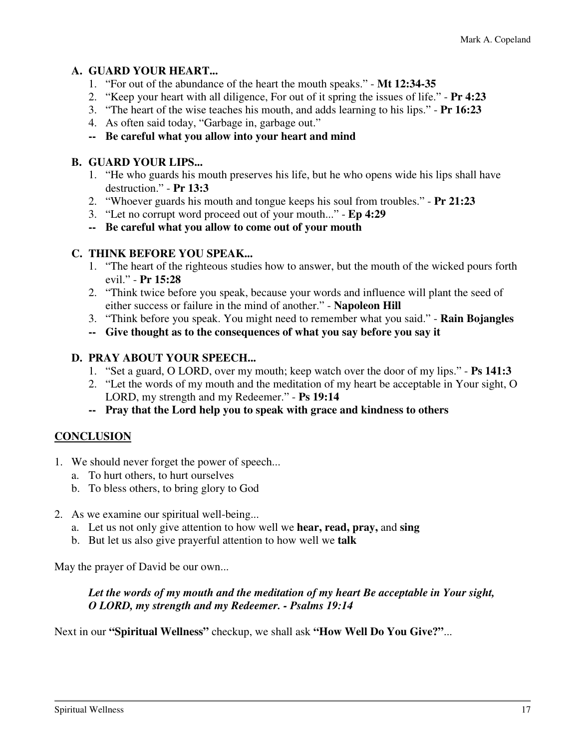**A. GUARD YOUR HEART...**

1. "For out of the abundance of the heart the mouth speaks." - **Mt 12:34-35**
2. "Keep your heart with all diligence, For out of it spring the issues of life." - **Pr 4:23**
3. "The heart of the wise teaches his mouth, and adds learning to his lips." - **Pr 16:23**
4. As often said today, "Garbage in, garbage out."

**-- Be careful what you allow into your heart and mind**

**B. GUARD YOUR LIPS...**

1. "He who guards his mouth preserves his life, but he who opens wide his lips shall have destruction." - **Pr 13:3**
2. "Whoever guards his mouth and tongue keeps his soul from troubles." - **Pr 21:23**
3. "Let no corrupt word proceed out of your mouth..." - **Ep 4:29**

**-- Be careful what you allow to come out of your mouth**

**C. THINK BEFORE YOU SPEAK...**

1. "The heart of the righteous studies how to answer, but the mouth of the wicked pours forth evil." - **Pr 15:28**
2. "Think twice before you speak, because your words and influence will plant the seed of either success or failure in the mind of another." - **Napoleon Hill**
3. "Think before you speak. You might need to remember what you said." - **Rain Bojangles**

**-- Give thought as to the consequences of what you say before you say it**

**D. PRAY ABOUT YOUR SPEECH...**

1. "Set a guard, O LORD, over my mouth; keep watch over the door of my lips." - **Ps 141:3**
2. "Let the words of my mouth and the meditation of my heart be acceptable in Your sight, O LORD, my strength and my Redeemer." - **Ps 19:14**

**-- Pray that the Lord help you to speak with grace and kindness to others**

## CONCLUSION

1. We should never forget the power of speech...
   a. To hurt others, to hurt ourselves
   b. To bless others, to bring glory to God

2. As we examine our spiritual well-being...
   a. Let us not only give attention to how well we **hear, read, pray,** and **sing**
   b. But let us also give prayerful attention to how well we **talk**

May the prayer of David be our own...

> ***Let the words of my mouth and the meditation of my heart Be acceptable in Your sight, O LORD, my strength and my Redeemer. - Psalms 19:14***

Next in our **"Spiritual Wellness"** checkup, we shall ask **"How Well Do You Give?"**...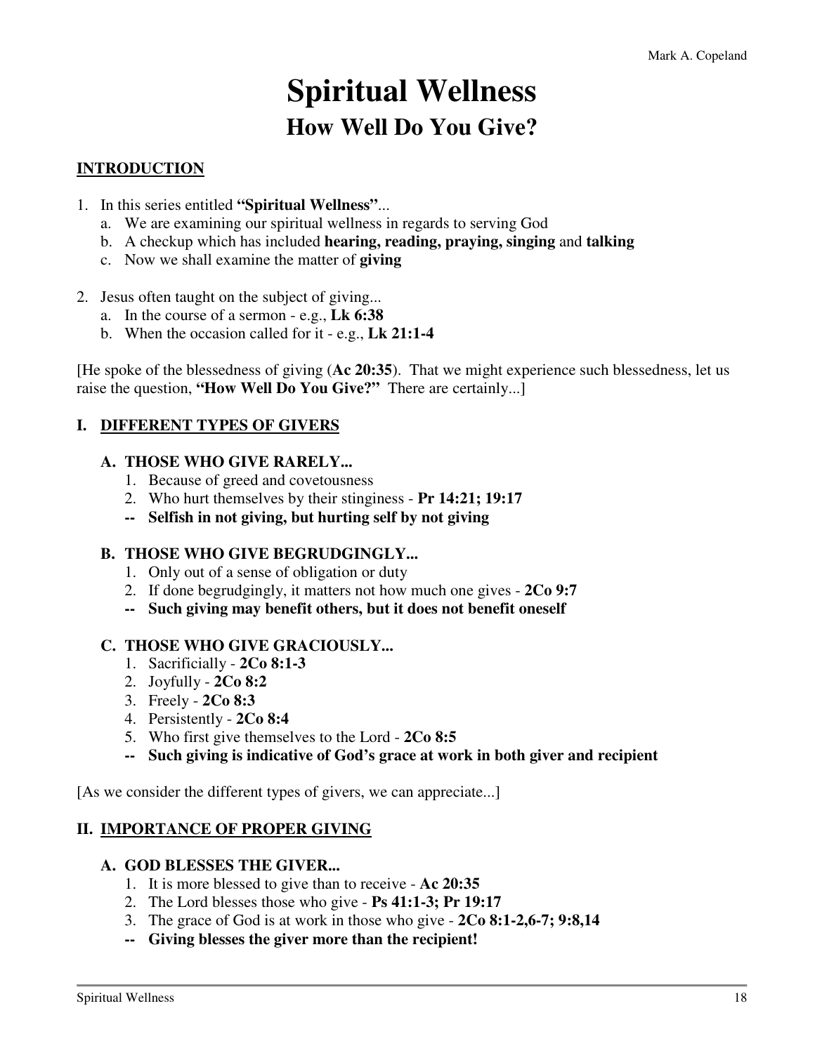# Spiritual Wellness

## How Well Do You Give?

### INTRODUCTION

1. In this series entitled **"Spiritual Wellness"**...
   a. We are examining our spiritual wellness in regards to serving God
   b. A checkup which has included **hearing, reading, praying, singing** and **talking**
   c. Now we shall examine the matter of **giving**

2. Jesus often taught on the subject of giving...
   a. In the course of a sermon - e.g., **Lk 6:38**
   b. When the occasion called for it - e.g., **Lk 21:1-4**

[He spoke of the blessedness of giving (**Ac 20:35**). That we might experience such blessedness, let us raise the question, **"How Well Do You Give?"** There are certainly...]

### I. DIFFERENT TYPES OF GIVERS

#### A. THOSE WHO GIVE RARELY...

1. Because of greed and covetousness
2. Who hurt themselves by their stinginess - **Pr 14:21; 19:17**

**-- Selfish in not giving, but hurting self by not giving**

#### B. THOSE WHO GIVE BEGRUDGINGLY...

1. Only out of a sense of obligation or duty
2. If done begrudgingly, it matters not how much one gives - **2Co 9:7**

**-- Such giving may benefit others, but it does not benefit oneself**

#### C. THOSE WHO GIVE GRACIOUSLY...

1. Sacrificially - **2Co 8:1-3**
2. Joyfully - **2Co 8:2**
3. Freely - **2Co 8:3**
4. Persistently - **2Co 8:4**
5. Who first give themselves to the Lord - **2Co 8:5**

**-- Such giving is indicative of God's grace at work in both giver and recipient**

[As we consider the different types of givers, we can appreciate...]

### II. IMPORTANCE OF PROPER GIVING

#### A. GOD BLESSES THE GIVER...

1. It is more blessed to give than to receive - **Ac 20:35**
2. The Lord blesses those who give - **Ps 41:1-3; Pr 19:17**
3. The grace of God is at work in those who give - **2Co 8:1-2,6-7; 9:8,14**

**-- Giving blesses the giver more than the recipient!**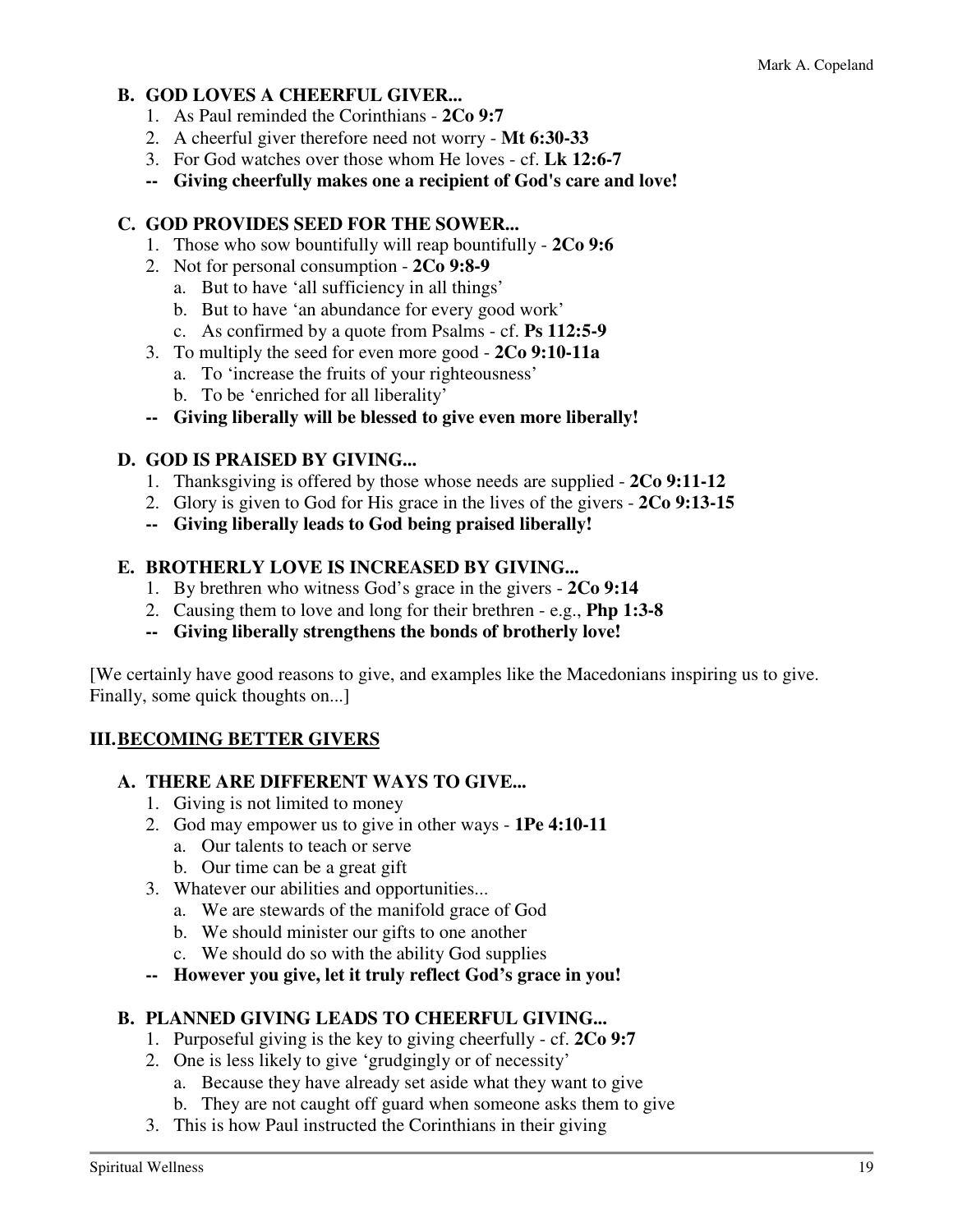### B. GOD LOVES A CHEERFUL GIVER...

1. As Paul reminded the Corinthians - **2Co 9:7**
2. A cheerful giver therefore need not worry - **Mt 6:30-33**
3. For God watches over those whom He loves - cf. **Lk 12:6-7**

**-- Giving cheerfully makes one a recipient of God's care and love!**

### C. GOD PROVIDES SEED FOR THE SOWER...

1. Those who sow bountifully will reap bountifully - **2Co 9:6**
2. Not for personal consumption - **2Co 9:8-9**
   a. But to have 'all sufficiency in all things'
   b. But to have 'an abundance for every good work'
   c. As confirmed by a quote from Psalms - cf. **Ps 112:5-9**
3. To multiply the seed for even more good - **2Co 9:10-11a**
   a. To 'increase the fruits of your righteousness'
   b. To be 'enriched for all liberality'

**-- Giving liberally will be blessed to give even more liberally!**

### D. GOD IS PRAISED BY GIVING...

1. Thanksgiving is offered by those whose needs are supplied - **2Co 9:11-12**
2. Glory is given to God for His grace in the lives of the givers - **2Co 9:13-15**

**-- Giving liberally leads to God being praised liberally!**

### E. BROTHERLY LOVE IS INCREASED BY GIVING...

1. By brethren who witness God's grace in the givers - **2Co 9:14**
2. Causing them to love and long for their brethren - e.g., **Php 1:3-8**

**-- Giving liberally strengthens the bonds of brotherly love!**

[We certainly have good reasons to give, and examples like the Macedonians inspiring us to give. Finally, some quick thoughts on...]

## III. BECOMING BETTER GIVERS

### A. THERE ARE DIFFERENT WAYS TO GIVE...

1. Giving is not limited to money
2. God may empower us to give in other ways - **1Pe 4:10-11**
   a. Our talents to teach or serve
   b. Our time can be a great gift
3. Whatever our abilities and opportunities...
   a. We are stewards of the manifold grace of God
   b. We should minister our gifts to one another
   c. We should do so with the ability God supplies

**-- However you give, let it truly reflect God's grace in you!**

### B. PLANNED GIVING LEADS TO CHEERFUL GIVING...

1. Purposeful giving is the key to giving cheerfully - cf. **2Co 9:7**
2. One is less likely to give 'grudgingly or of necessity'
   a. Because they have already set aside what they want to give
   b. They are not caught off guard when someone asks them to give
3. This is how Paul instructed the Corinthians in their giving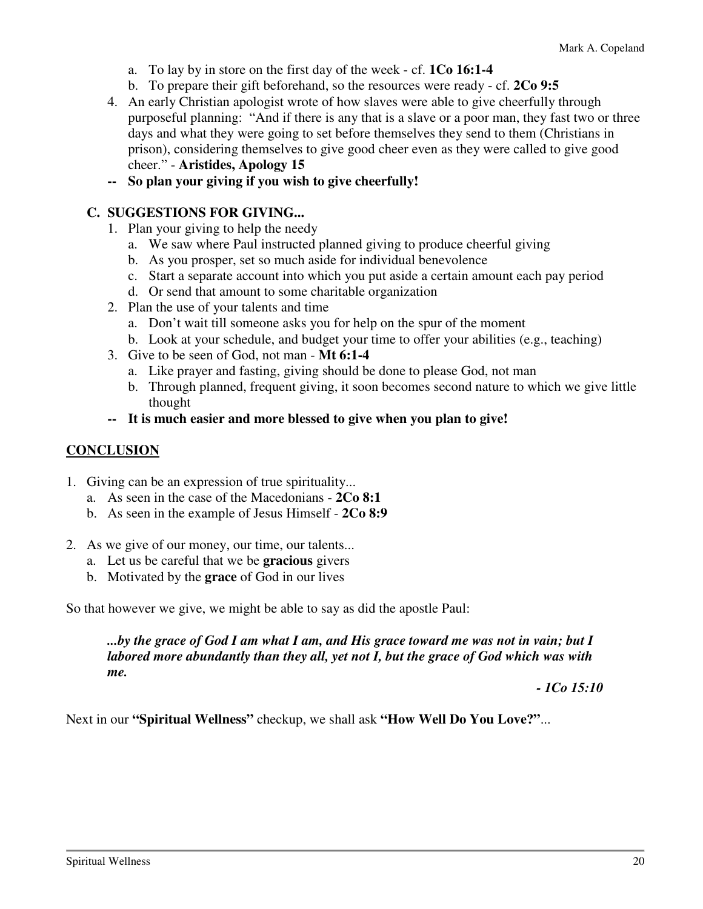a. To lay by in store on the first day of the week - cf. **1Co 16:1-4**
   b. To prepare their gift beforehand, so the resources were ready - cf. **2Co 9:5**
4. An early Christian apologist wrote of how slaves were able to give cheerfully through purposeful planning: "And if there is any that is a slave or a poor man, they fast two or three days and what they were going to set before themselves they send to them (Christians in prison), considering themselves to give good cheer even as they were called to give good cheer." - **Aristides, Apology 15**

**-- So plan your giving if you wish to give cheerfully!**

### C. SUGGESTIONS FOR GIVING...

1. Plan your giving to help the needy
   a. We saw where Paul instructed planned giving to produce cheerful giving
   b. As you prosper, set so much aside for individual benevolence
   c. Start a separate account into which you put aside a certain amount each pay period
   d. Or send that amount to some charitable organization
2. Plan the use of your talents and time
   a. Don't wait till someone asks you for help on the spur of the moment
   b. Look at your schedule, and budget your time to offer your abilities (e.g., teaching)
3. Give to be seen of God, not man - **Mt 6:1-4**
   a. Like prayer and fasting, giving should be done to please God, not man
   b. Through planned, frequent giving, it soon becomes second nature to which we give little thought

**-- It is much easier and more blessed to give when you plan to give!**

## CONCLUSION

1. Giving can be an expression of true spirituality...
   a. As seen in the case of the Macedonians - **2Co 8:1**
   b. As seen in the example of Jesus Himself - **2Co 8:9**

2. As we give of our money, our time, our talents...
   a. Let us be careful that we be **gracious** givers
   b. Motivated by the **grace** of God in our lives

So that however we give, we might be able to say as did the apostle Paul:

> ***...by the grace of God I am what I am, and His grace toward me was not in vain; but I labored more abundantly than they all, yet not I, but the grace of God which was with me.***
>
> ***- 1Co 15:10***

Next in our **"Spiritual Wellness"** checkup, we shall ask **"How Well Do You Love?"**...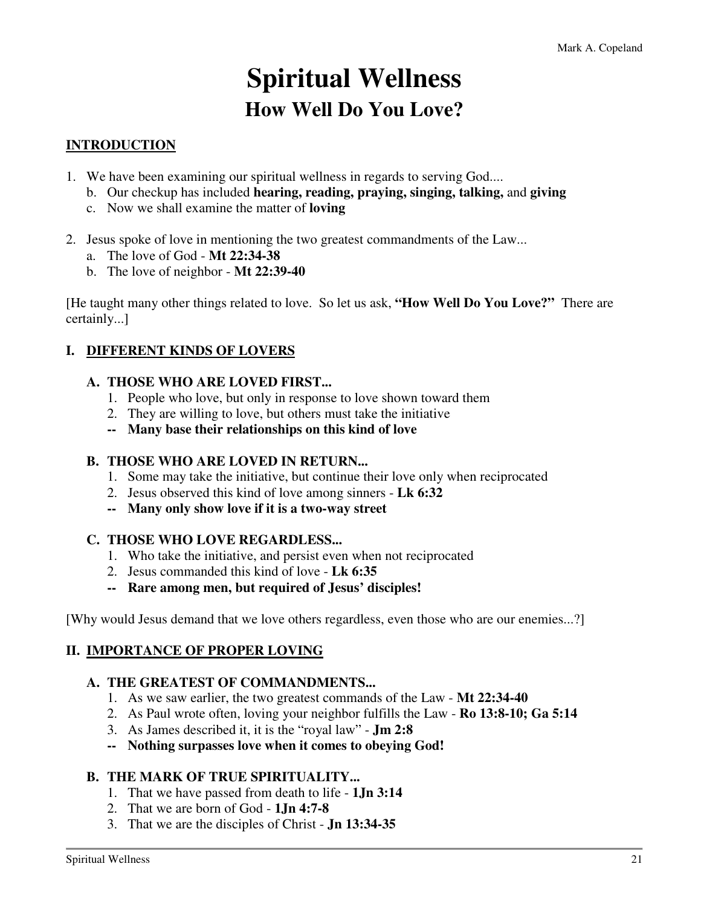# Spiritual Wellness

## How Well Do You Love?

**INTRODUCTION**

1. We have been examining our spiritual wellness in regards to serving God....
   b. Our checkup has included **hearing, reading, praying, singing, talking,** and **giving**
   c. Now we shall examine the matter of **loving**

2. Jesus spoke of love in mentioning the two greatest commandments of the Law...
   a. The love of God - **Mt 22:34-38**
   b. The love of neighbor - **Mt 22:39-40**

[He taught many other things related to love. So let us ask, **"How Well Do You Love?"** There are certainly...]

**I. DIFFERENT KINDS OF LOVERS**

**A. THOSE WHO ARE LOVED FIRST...**

1. People who love, but only in response to love shown toward them
2. They are willing to love, but others must take the initiative

**-- Many base their relationships on this kind of love**

**B. THOSE WHO ARE LOVED IN RETURN...**

1. Some may take the initiative, but continue their love only when reciprocated
2. Jesus observed this kind of love among sinners - **Lk 6:32**

**-- Many only show love if it is a two-way street**

**C. THOSE WHO LOVE REGARDLESS...**

1. Who take the initiative, and persist even when not reciprocated
2. Jesus commanded this kind of love - **Lk 6:35**

**-- Rare among men, but required of Jesus' disciples!**

[Why would Jesus demand that we love others regardless, even those who are our enemies...?]

**II. IMPORTANCE OF PROPER LOVING**

**A. THE GREATEST OF COMMANDMENTS...**

1. As we saw earlier, the two greatest commands of the Law - **Mt 22:34-40**
2. As Paul wrote often, loving your neighbor fulfills the Law - **Ro 13:8-10; Ga 5:14**
3. As James described it, it is the "royal law" - **Jm 2:8**

**-- Nothing surpasses love when it comes to obeying God!**

**B. THE MARK OF TRUE SPIRITUALITY...**

1. That we have passed from death to life - **1Jn 3:14**
2. That we are born of God - **1Jn 4:7-8**
3. That we are the disciples of Christ - **Jn 13:34-35**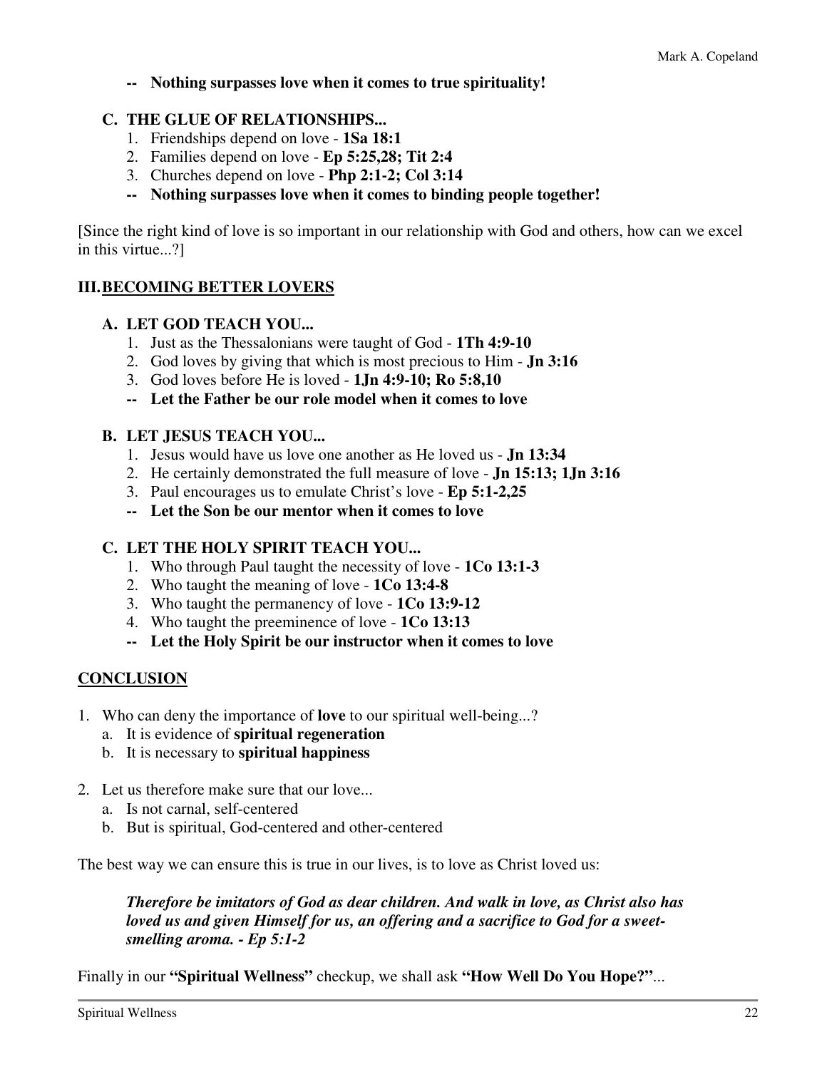-- **Nothing surpasses love when it comes to true spirituality!**

### C. THE GLUE OF RELATIONSHIPS...

1. Friendships depend on love - **1Sa 18:1**
2. Families depend on love - **Ep 5:25,28; Tit 2:4**
3. Churches depend on love - **Php 2:1-2; Col 3:14**

-- **Nothing surpasses love when it comes to binding people together!**

[Since the right kind of love is so important in our relationship with God and others, how can we excel in this virtue...?]

## III. BECOMING BETTER LOVERS

### A. LET GOD TEACH YOU...

1. Just as the Thessalonians were taught of God - **1Th 4:9-10**
2. God loves by giving that which is most precious to Him - **Jn 3:16**
3. God loves before He is loved - **1Jn 4:9-10; Ro 5:8,10**

-- **Let the Father be our role model when it comes to love**

### B. LET JESUS TEACH YOU...

1. Jesus would have us love one another as He loved us - **Jn 13:34**
2. He certainly demonstrated the full measure of love - **Jn 15:13; 1Jn 3:16**
3. Paul encourages us to emulate Christ's love - **Ep 5:1-2,25**

-- **Let the Son be our mentor when it comes to love**

### C. LET THE HOLY SPIRIT TEACH YOU...

1. Who through Paul taught the necessity of love - **1Co 13:1-3**
2. Who taught the meaning of love - **1Co 13:4-8**
3. Who taught the permanency of love - **1Co 13:9-12**
4. Who taught the preeminence of love - **1Co 13:13**

-- **Let the Holy Spirit be our instructor when it comes to love**

## CONCLUSION

1. Who can deny the importance of **love** to our spiritual well-being...?
   a. It is evidence of **spiritual regeneration**
   b. It is necessary to **spiritual happiness**

2. Let us therefore make sure that our love...
   a. Is not carnal, self-centered
   b. But is spiritual, God-centered and other-centered

The best way we can ensure this is true in our lives, is to love as Christ loved us:

> ***Therefore be imitators of God as dear children. And walk in love, as Christ also has loved us and given Himself for us, an offering and a sacrifice to God for a sweet-smelling aroma. - Ep 5:1-2***

Finally in our **"Spiritual Wellness"** checkup, we shall ask **"How Well Do You Hope?"**...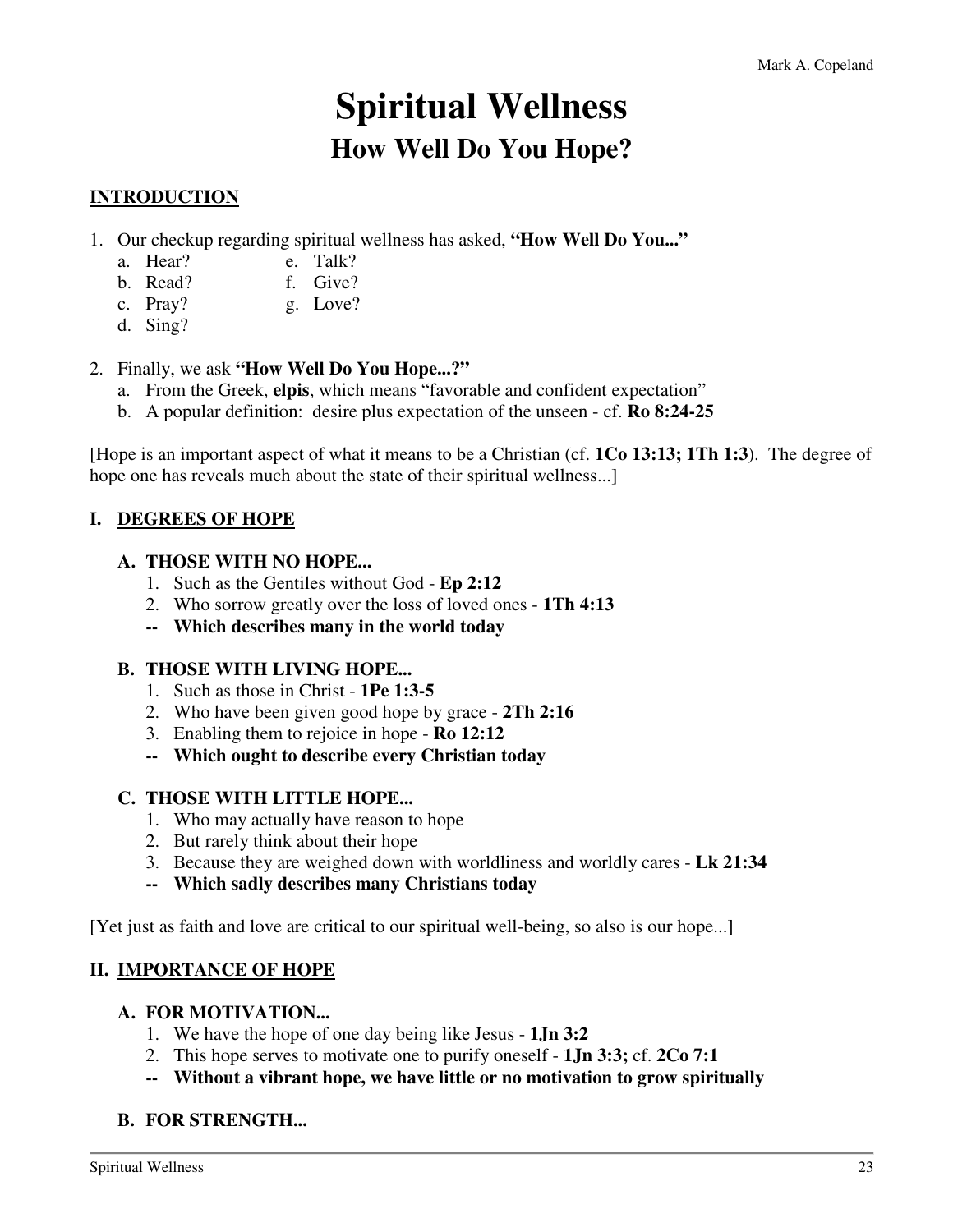# Spiritual Wellness

## How Well Do You Hope?

**INTRODUCTION**

1. Our checkup regarding spiritual wellness has asked, **"How Well Do You..."**
   a. Hear?
   b. Read?
   c. Pray?
   d. Sing?
   e. Talk?
   f. Give?
   g. Love?

2. Finally, we ask **"How Well Do You Hope...?"**
   a. From the Greek, **elpis**, which means "favorable and confident expectation"
   b. A popular definition: desire plus expectation of the unseen - cf. **Ro 8:24-25**

[Hope is an important aspect of what it means to be a Christian (cf. **1Co 13:13; 1Th 1:3**). The degree of hope one has reveals much about the state of their spiritual wellness...]

### I. DEGREES OF HOPE

**A. THOSE WITH NO HOPE...**

1. Such as the Gentiles without God - **Ep 2:12**
2. Who sorrow greatly over the loss of loved ones - **1Th 4:13**

**-- Which describes many in the world today**

**B. THOSE WITH LIVING HOPE...**

1. Such as those in Christ - **1Pe 1:3-5**
2. Who have been given good hope by grace - **2Th 2:16**
3. Enabling them to rejoice in hope - **Ro 12:12**

**-- Which ought to describe every Christian today**

**C. THOSE WITH LITTLE HOPE...**

1. Who may actually have reason to hope
2. But rarely think about their hope
3. Because they are weighed down with worldliness and worldly cares - **Lk 21:34**

**-- Which sadly describes many Christians today**

[Yet just as faith and love are critical to our spiritual well-being, so also is our hope...]

### II. IMPORTANCE OF HOPE

**A. FOR MOTIVATION...**

1. We have the hope of one day being like Jesus - **1Jn 3:2**
2. This hope serves to motivate one to purify oneself - **1Jn 3:3;** cf. **2Co 7:1**

**-- Without a vibrant hope, we have little or no motivation to grow spiritually**

**B. FOR STRENGTH...**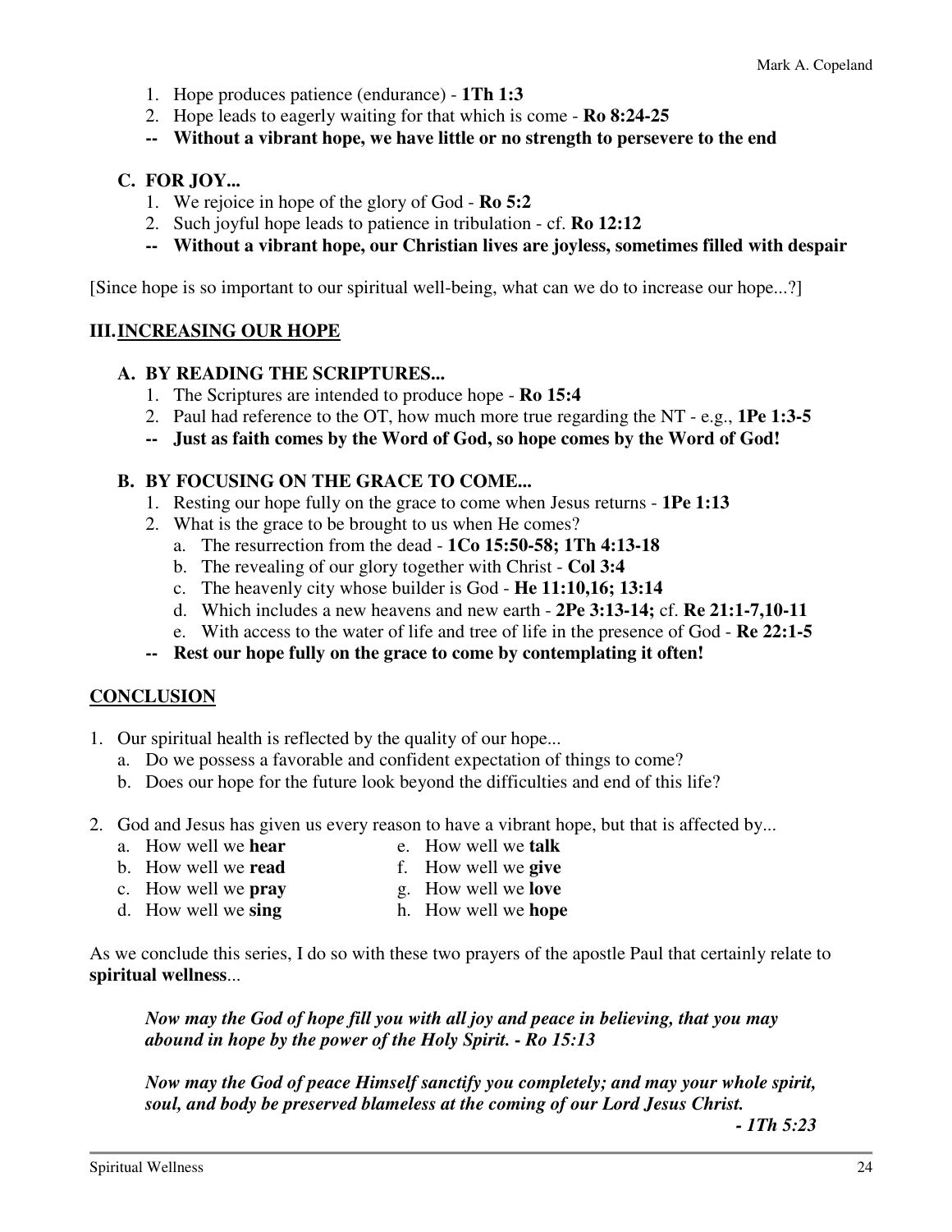1. Hope produces patience (endurance) - **1Th 1:3**
2. Hope leads to eagerly waiting for that which is come - **Ro 8:24-25**

**-- Without a vibrant hope, we have little or no strength to persevere to the end**

### C. FOR JOY...

1. We rejoice in hope of the glory of God - **Ro 5:2**
2. Such joyful hope leads to patience in tribulation - cf. **Ro 12:12**

**-- Without a vibrant hope, our Christian lives are joyless, sometimes filled with despair**

[Since hope is so important to our spiritual well-being, what can we do to increase our hope...?]

## III. INCREASING OUR HOPE

### A. BY READING THE SCRIPTURES...

1. The Scriptures are intended to produce hope - **Ro 15:4**
2. Paul had reference to the OT, how much more true regarding the NT - e.g., **1Pe 1:3-5**

**-- Just as faith comes by the Word of God, so hope comes by the Word of God!**

### B. BY FOCUSING ON THE GRACE TO COME...

1. Resting our hope fully on the grace to come when Jesus returns - **1Pe 1:13**
2. What is the grace to be brought to us when He comes?
   a. The resurrection from the dead - **1Co 15:50-58; 1Th 4:13-18**
   b. The revealing of our glory together with Christ - **Col 3:4**
   c. The heavenly city whose builder is God - **He 11:10,16; 13:14**
   d. Which includes a new heavens and new earth - **2Pe 3:13-14;** cf. **Re 21:1-7,10-11**
   e. With access to the water of life and tree of life in the presence of God - **Re 22:1-5**

**-- Rest our hope fully on the grace to come by contemplating it often!**

## CONCLUSION

1. Our spiritual health is reflected by the quality of our hope...
   a. Do we possess a favorable and confident expectation of things to come?
   b. Does our hope for the future look beyond the difficulties and end of this life?

2. God and Jesus has given us every reason to have a vibrant hope, but that is affected by...
   a. How well we **hear**
   b. How well we **read**
   c. How well we **pray**
   d. How well we **sing**
   e. How well we **talk**
   f. How well we **give**
   g. How well we **love**
   h. How well we **hope**

As we conclude this series, I do so with these two prayers of the apostle Paul that certainly relate to **spiritual wellness**...

> ***Now may the God of hope fill you with all joy and peace in believing, that you may abound in hope by the power of the Holy Spirit. - Ro 15:13***
>
> ***Now may the God of peace Himself sanctify you completely; and may your whole spirit, soul, and body be preserved blameless at the coming of our Lord Jesus Christ. - 1Th 5:23***